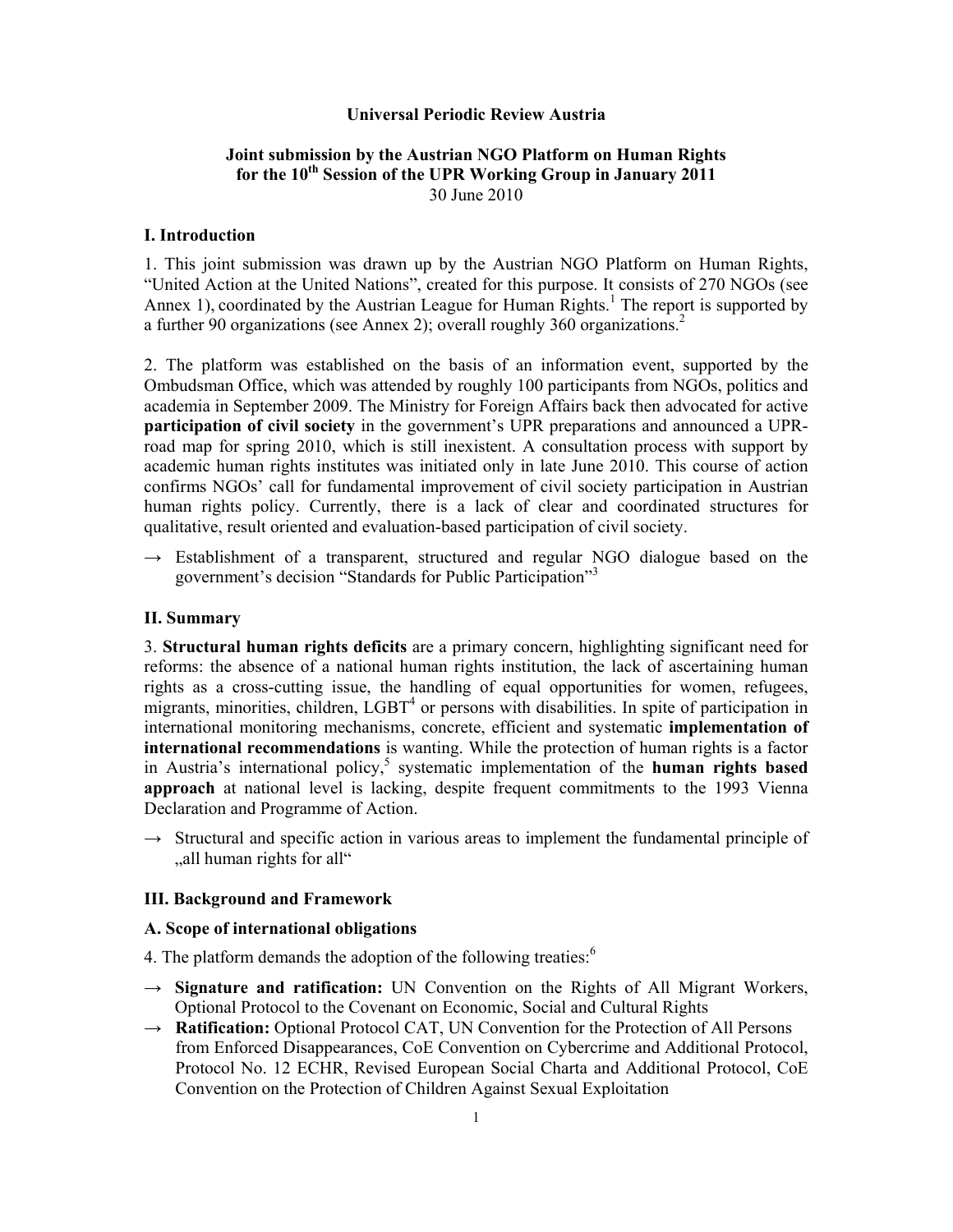**Universal Periodic Review Austria**

**Joint submission by the Austrian NGO Platform on Human Rights for the 10th Session of the UPR Working Group in January 2011**
30 June 2010

## I. Introduction

1. This joint submission was drawn up by the Austrian NGO Platform on Human Rights, "United Action at the United Nations", created for this purpose. It consists of 270 NGOs (see Annex 1), coordinated by the Austrian League for Human Rights.[1] The report is supported by a further 90 organizations (see Annex 2); overall roughly 360 organizations.[2]

2. The platform was established on the basis of an information event, supported by the Ombudsman Office, which was attended by roughly 100 participants from NGOs, politics and academia in September 2009. The Ministry for Foreign Affairs back then advocated for active **participation of civil society** in the government's UPR preparations and announced a UPR-road map for spring 2010, which is still inexistent. A consultation process with support by academic human rights institutes was initiated only in late June 2010. This course of action confirms NGOs' call for fundamental improvement of civil society participation in Austrian human rights policy. Currently, there is a lack of clear and coordinated structures for qualitative, result oriented and evaluation-based participation of civil society.

→ Establishment of a transparent, structured and regular NGO dialogue based on the government's decision "Standards for Public Participation"[3]

## II. Summary

3. **Structural human rights deficits** are a primary concern, highlighting significant need for reforms: the absence of a national human rights institution, the lack of ascertaining human rights as a cross-cutting issue, the handling of equal opportunities for women, refugees, migrants, minorities, children, LGBT[4] or persons with disabilities. In spite of participation in international monitoring mechanisms, concrete, efficient and systematic **implementation of international recommendations** is wanting. While the protection of human rights is a factor in Austria's international policy,[5] systematic implementation of the **human rights based approach** at national level is lacking, despite frequent commitments to the 1993 Vienna Declaration and Programme of Action.

→ Structural and specific action in various areas to implement the fundamental principle of „all human rights for all"

## III. Background and Framework

### A. Scope of international obligations

4. The platform demands the adoption of the following treaties:[6]

→ **Signature and ratification:** UN Convention on the Rights of All Migrant Workers, Optional Protocol to the Covenant on Economic, Social and Cultural Rights

→ **Ratification:** Optional Protocol CAT, UN Convention for the Protection of All Persons from Enforced Disappearances, CoE Convention on Cybercrime and Additional Protocol, Protocol No. 12 ECHR, Revised European Social Charta and Additional Protocol, CoE Convention on the Protection of Children Against Sexual Exploitation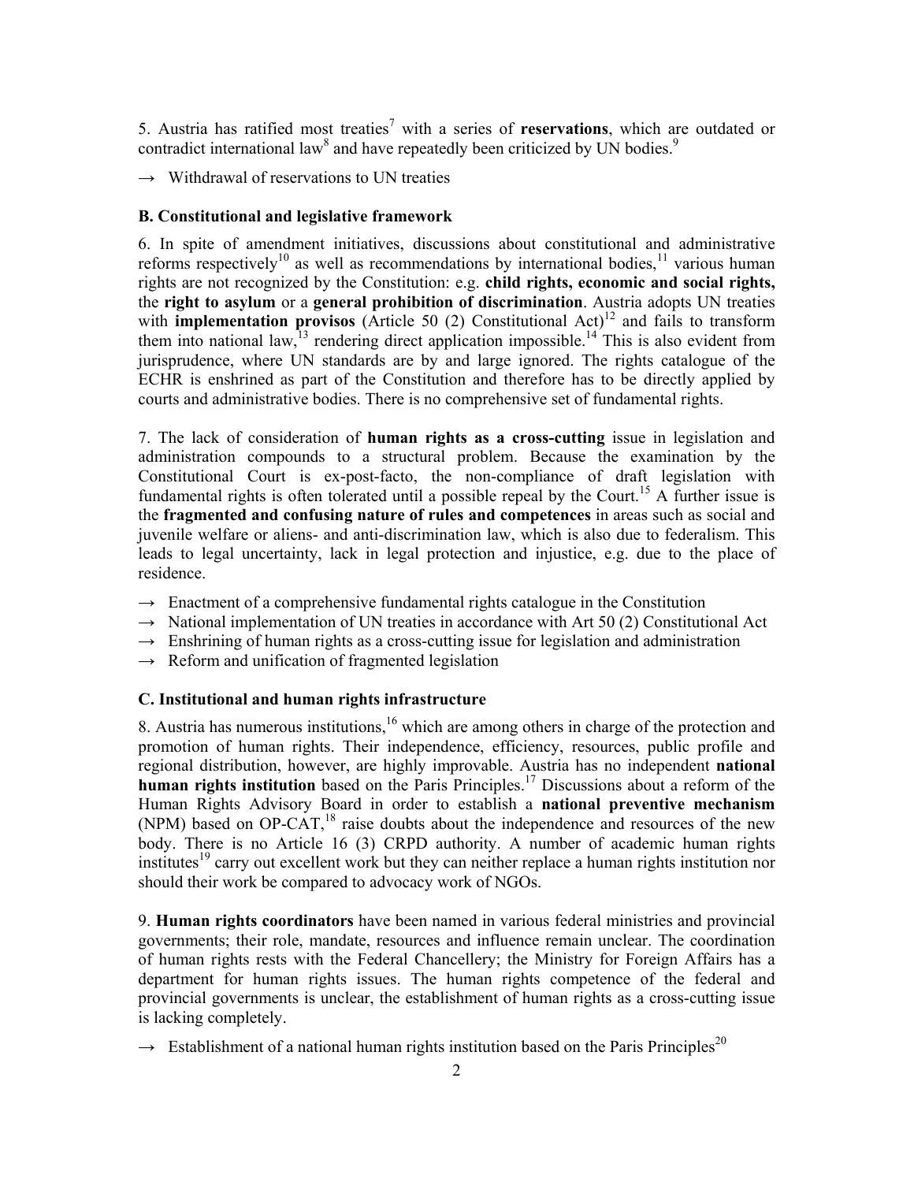5. Austria has ratified most treaties[7] with a series of **reservations**, which are outdated or contradict international law[8] and have repeatedly been criticized by UN bodies.[9]

→ Withdrawal of reservations to UN treaties

### B. Constitutional and legislative framework

6. In spite of amendment initiatives, discussions about constitutional and administrative reforms respectively[10] as well as recommendations by international bodies,[11] various human rights are not recognized by the Constitution: e.g. **child rights, economic and social rights,** the **right to asylum** or a **general prohibition of discrimination**. Austria adopts UN treaties with **implementation provisos** (Article 50 (2) Constitutional Act)[12] and fails to transform them into national law,[13] rendering direct application impossible.[14] This is also evident from jurisprudence, where UN standards are by and large ignored. The rights catalogue of the ECHR is enshrined as part of the Constitution and therefore has to be directly applied by courts and administrative bodies. There is no comprehensive set of fundamental rights.

7. The lack of consideration of **human rights as a cross-cutting** issue in legislation and administration compounds to a structural problem. Because the examination by the Constitutional Court is ex-post-facto, the non-compliance of draft legislation with fundamental rights is often tolerated until a possible repeal by the Court.[15] A further issue is the **fragmented and confusing nature of rules and competences** in areas such as social and juvenile welfare or aliens- and anti-discrimination law, which is also due to federalism. This leads to legal uncertainty, lack in legal protection and injustice, e.g. due to the place of residence.

→ Enactment of a comprehensive fundamental rights catalogue in the Constitution
→ National implementation of UN treaties in accordance with Art 50 (2) Constitutional Act
→ Enshrining of human rights as a cross-cutting issue for legislation and administration
→ Reform and unification of fragmented legislation

### C. Institutional and human rights infrastructure

8. Austria has numerous institutions,[16] which are among others in charge of the protection and promotion of human rights. Their independence, efficiency, resources, public profile and regional distribution, however, are highly improvable. Austria has no independent **national human rights institution** based on the Paris Principles.[17] Discussions about a reform of the Human Rights Advisory Board in order to establish a **national preventive mechanism** (NPM) based on OP-CAT,[18] raise doubts about the independence and resources of the new body. There is no Article 16 (3) CRPD authority. A number of academic human rights institutes[19] carry out excellent work but they can neither replace a human rights institution nor should their work be compared to advocacy work of NGOs.

9. **Human rights coordinators** have been named in various federal ministries and provincial governments; their role, mandate, resources and influence remain unclear. The coordination of human rights rests with the Federal Chancellery; the Ministry for Foreign Affairs has a department for human rights issues. The human rights competence of the federal and provincial governments is unclear, the establishment of human rights as a cross-cutting issue is lacking completely.

→ Establishment of a national human rights institution based on the Paris Principles[20]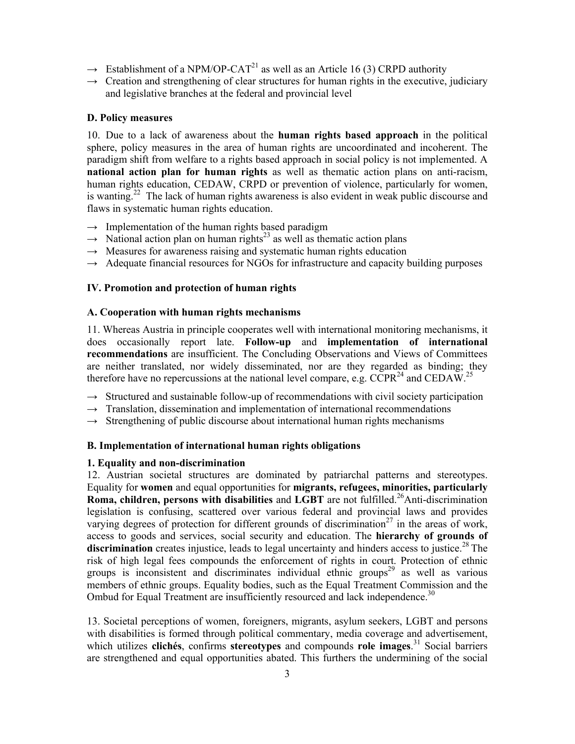→ Establishment of a NPM/OP-CAT[21] as well as an Article 16 (3) CRPD authority
→ Creation and strengthening of clear structures for human rights in the executive, judiciary and legislative branches at the federal and provincial level

### D. Policy measures

10. Due to a lack of awareness about the **human rights based approach** in the political sphere, policy measures in the area of human rights are uncoordinated and incoherent. The paradigm shift from welfare to a rights based approach in social policy is not implemented. A **national action plan for human rights** as well as thematic action plans on anti-racism, human rights education, CEDAW, CRPD or prevention of violence, particularly for women, is wanting.[22] The lack of human rights awareness is also evident in weak public discourse and flaws in systematic human rights education.

→ Implementation of the human rights based paradigm
→ National action plan on human rights[23] as well as thematic action plans
→ Measures for awareness raising and systematic human rights education
→ Adequate financial resources for NGOs for infrastructure and capacity building purposes

## IV. Promotion and protection of human rights

### A. Cooperation with human rights mechanisms

11. Whereas Austria in principle cooperates well with international monitoring mechanisms, it does occasionally report late. **Follow-up** and **implementation of international recommendations** are insufficient. The Concluding Observations and Views of Committees are neither translated, nor widely disseminated, nor are they regarded as binding; they therefore have no repercussions at the national level compare, e.g. CCPR[24] and CEDAW.[25]

→ Structured and sustainable follow-up of recommendations with civil society participation
→ Translation, dissemination and implementation of international recommendations
→ Strengthening of public discourse about international human rights mechanisms

### B. Implementation of international human rights obligations

#### 1. Equality and non-discrimination

12. Austrian societal structures are dominated by patriarchal patterns and stereotypes. Equality for **women** and equal opportunities for **migrants, refugees, minorities, particularly Roma, children, persons with disabilities** and **LGBT** are not fulfilled.[26] Anti-discrimination legislation is confusing, scattered over various federal and provincial laws and provides varying degrees of protection for different grounds of discrimination[27] in the areas of work, access to goods and services, social security and education. The **hierarchy of grounds of discrimination** creates injustice, leads to legal uncertainty and hinders access to justice.[28] The risk of high legal fees compounds the enforcement of rights in court. Protection of ethnic groups is inconsistent and discriminates individual ethnic groups[29] as well as various members of ethnic groups. Equality bodies, such as the Equal Treatment Commission and the Ombud for Equal Treatment are insufficiently resourced and lack independence.[30]

13. Societal perceptions of women, foreigners, migrants, asylum seekers, LGBT and persons with disabilities is formed through political commentary, media coverage and advertisement, which utilizes **clichés**, confirms **stereotypes** and compounds **role images**.[31] Social barriers are strengthened and equal opportunities abated. This furthers the undermining of the social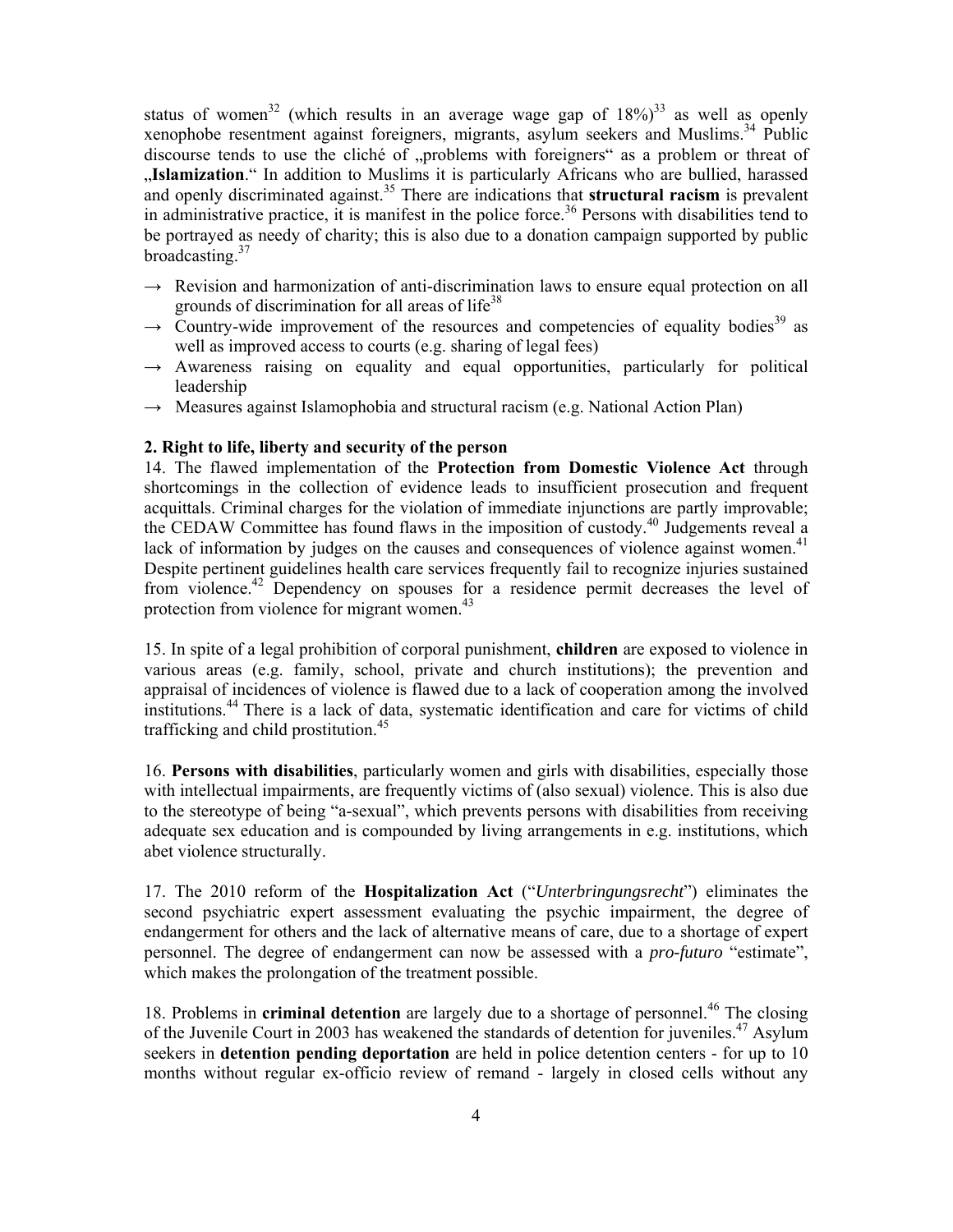status of women[32] (which results in an average wage gap of 18%)[33] as well as openly xenophobe resentment against foreigners, migrants, asylum seekers and Muslims.[34] Public discourse tends to use the cliché of „problems with foreigners" as a problem or threat of „**Islamization**." In addition to Muslims it is particularly Africans who are bullied, harassed and openly discriminated against.[35] There are indications that **structural racism** is prevalent in administrative practice, it is manifest in the police force.[36] Persons with disabilities tend to be portrayed as needy of charity; this is also due to a donation campaign supported by public broadcasting.[37]

→ Revision and harmonization of anti-discrimination laws to ensure equal protection on all grounds of discrimination for all areas of life[38]

→ Country-wide improvement of the resources and competencies of equality bodies[39] as well as improved access to courts (e.g. sharing of legal fees)

→ Awareness raising on equality and equal opportunities, particularly for political leadership

→ Measures against Islamophobia and structural racism (e.g. National Action Plan)

**2. Right to life, liberty and security of the person**

14. The flawed implementation of the **Protection from Domestic Violence Act** through shortcomings in the collection of evidence leads to insufficient prosecution and frequent acquittals. Criminal charges for the violation of immediate injunctions are partly improvable; the CEDAW Committee has found flaws in the imposition of custody.[40] Judgements reveal a lack of information by judges on the causes and consequences of violence against women.[41] Despite pertinent guidelines health care services frequently fail to recognize injuries sustained from violence.[42] Dependency on spouses for a residence permit decreases the level of protection from violence for migrant women.[43]

15. In spite of a legal prohibition of corporal punishment, **children** are exposed to violence in various areas (e.g. family, school, private and church institutions); the prevention and appraisal of incidences of violence is flawed due to a lack of cooperation among the involved institutions.[44] There is a lack of data, systematic identification and care for victims of child trafficking and child prostitution.[45]

16. **Persons with disabilities**, particularly women and girls with disabilities, especially those with intellectual impairments, are frequently victims of (also sexual) violence. This is also due to the stereotype of being "a-sexual", which prevents persons with disabilities from receiving adequate sex education and is compounded by living arrangements in e.g. institutions, which abet violence structurally.

17. The 2010 reform of the **Hospitalization Act** ("*Unterbringungsrecht*") eliminates the second psychiatric expert assessment evaluating the psychic impairment, the degree of endangerment for others and the lack of alternative means of care, due to a shortage of expert personnel. The degree of endangerment can now be assessed with a *pro-futuro* "estimate", which makes the prolongation of the treatment possible.

18. Problems in **criminal detention** are largely due to a shortage of personnel.[46] The closing of the Juvenile Court in 2003 has weakened the standards of detention for juveniles.[47] Asylum seekers in **detention pending deportation** are held in police detention centers - for up to 10 months without regular ex-officio review of remand - largely in closed cells without any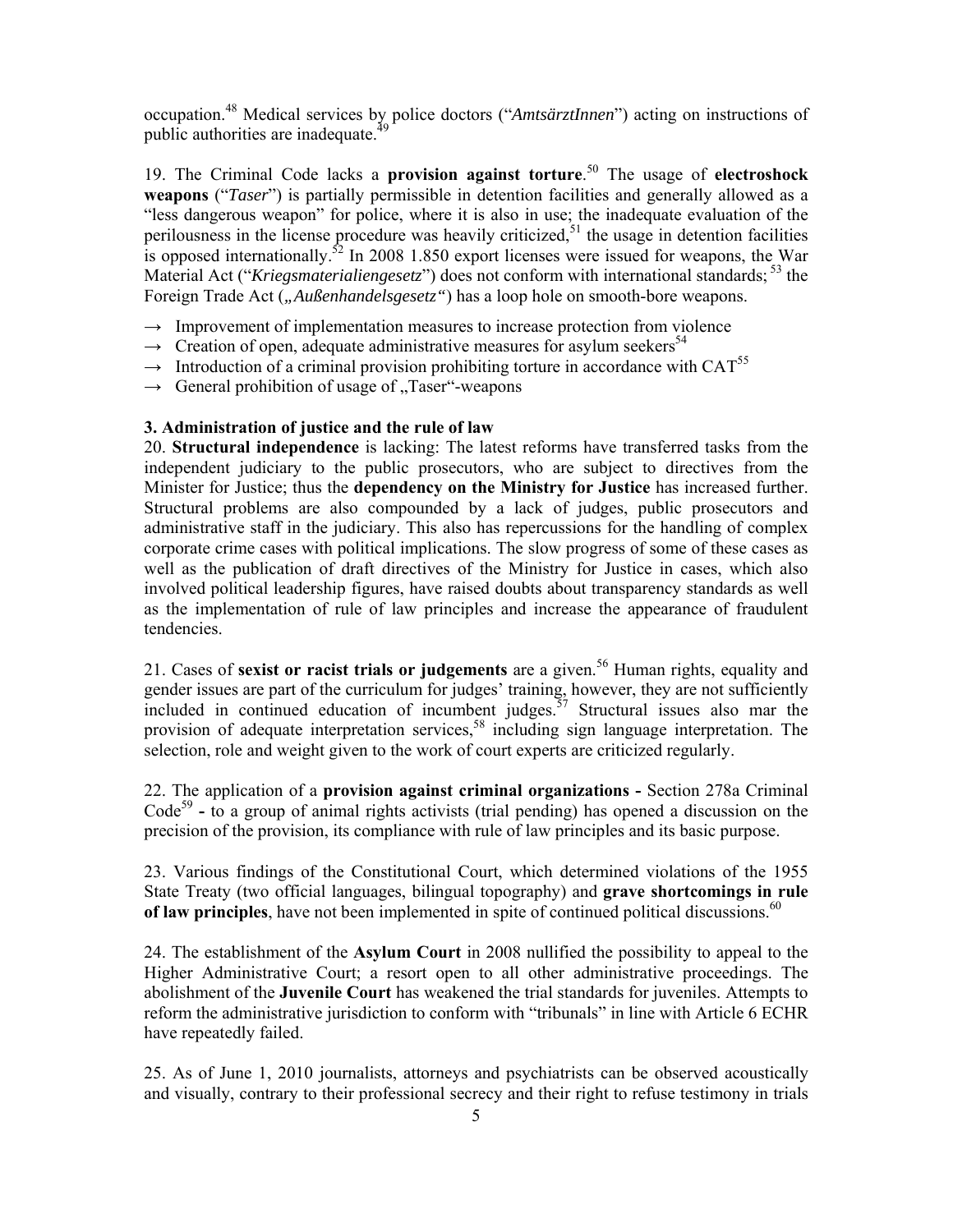occupation.[48] Medical services by police doctors ("*AmtsärztInnen*") acting on instructions of public authorities are inadequate.[49]

19. The Criminal Code lacks a **provision against torture**.[50] The usage of **electroshock weapons** ("*Taser*") is partially permissible in detention facilities and generally allowed as a "less dangerous weapon" for police, where it is also in use; the inadequate evaluation of the perilousness in the license procedure was heavily criticized,[51] the usage in detention facilities is opposed internationally.[52] In 2008 1.850 export licenses were issued for weapons, the War Material Act ("*Kriegsmaterialiengesetz*") does not conform with international standards; [53] the Foreign Trade Act („*Außenhandelsgesetz"*) has a loop hole on smooth-bore weapons.

- → Improvement of implementation measures to increase protection from violence
- → Creation of open, adequate administrative measures for asylum seekers[54]
- → Introduction of a criminal provision prohibiting torture in accordance with CAT[55]
- → General prohibition of usage of „Taser"-weapons

**3. Administration of justice and the rule of law**

20. **Structural independence** is lacking: The latest reforms have transferred tasks from the independent judiciary to the public prosecutors, who are subject to directives from the Minister for Justice; thus the **dependency on the Ministry for Justice** has increased further. Structural problems are also compounded by a lack of judges, public prosecutors and administrative staff in the judiciary. This also has repercussions for the handling of complex corporate crime cases with political implications. The slow progress of some of these cases as well as the publication of draft directives of the Ministry for Justice in cases, which also involved political leadership figures, have raised doubts about transparency standards as well as the implementation of rule of law principles and increase the appearance of fraudulent tendencies.

21. Cases of **sexist or racist trials or judgements** are a given.[56] Human rights, equality and gender issues are part of the curriculum for judges' training, however, they are not sufficiently included in continued education of incumbent judges.[57] Structural issues also mar the provision of adequate interpretation services,[58] including sign language interpretation. The selection, role and weight given to the work of court experts are criticized regularly.

22. The application of a **provision against criminal organizations -** Section 278a Criminal Code[59] **-** to a group of animal rights activists (trial pending) has opened a discussion on the precision of the provision, its compliance with rule of law principles and its basic purpose.

23. Various findings of the Constitutional Court, which determined violations of the 1955 State Treaty (two official languages, bilingual topography) and **grave shortcomings in rule of law principles**, have not been implemented in spite of continued political discussions.[60]

24. The establishment of the **Asylum Court** in 2008 nullified the possibility to appeal to the Higher Administrative Court; a resort open to all other administrative proceedings. The abolishment of the **Juvenile Court** has weakened the trial standards for juveniles. Attempts to reform the administrative jurisdiction to conform with "tribunals" in line with Article 6 ECHR have repeatedly failed.

25. As of June 1, 2010 journalists, attorneys and psychiatrists can be observed acoustically and visually, contrary to their professional secrecy and their right to refuse testimony in trials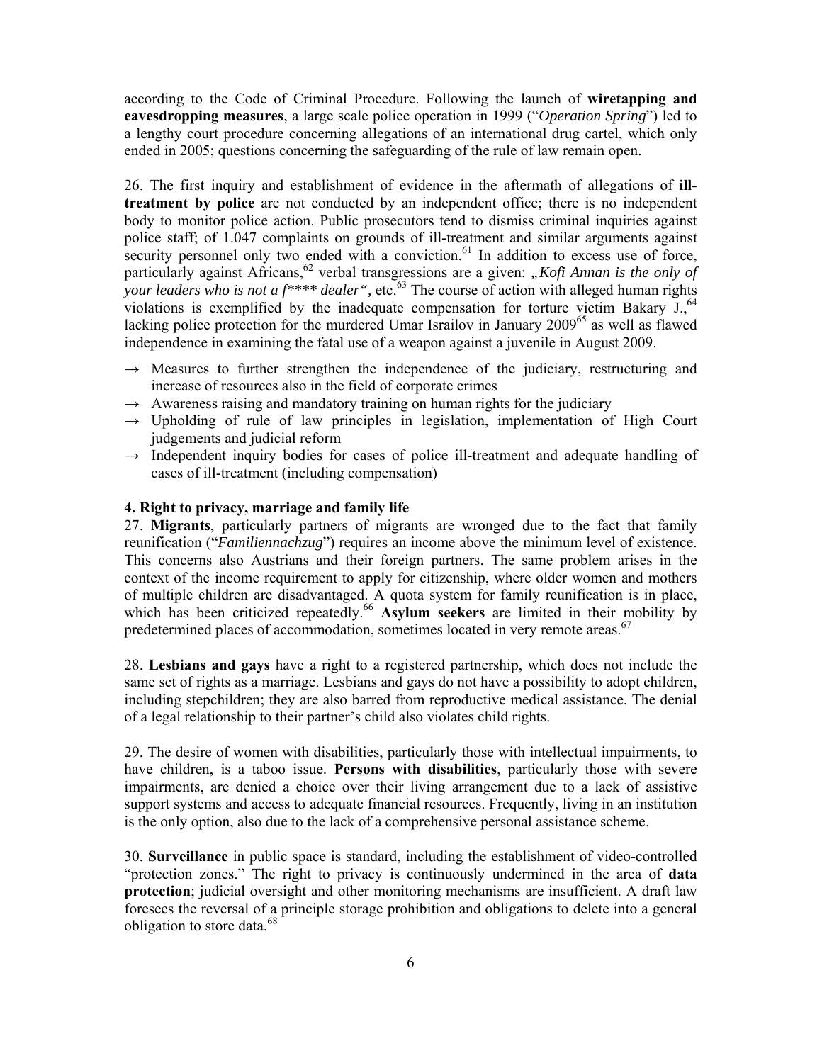according to the Code of Criminal Procedure. Following the launch of **wiretapping and eavesdropping measures**, a large scale police operation in 1999 ("*Operation Spring*") led to a lengthy court procedure concerning allegations of an international drug cartel, which only ended in 2005; questions concerning the safeguarding of the rule of law remain open.

26. The first inquiry and establishment of evidence in the aftermath of allegations of **ill-treatment by police** are not conducted by an independent office; there is no independent body to monitor police action. Public prosecutors tend to dismiss criminal inquiries against police staff; of 1.047 complaints on grounds of ill-treatment and similar arguments against security personnel only two ended with a conviction.[61] In addition to excess use of force, particularly against Africans,[62] verbal transgressions are a given: *„Kofi Annan is the only of your leaders who is not a f\*\*\*\* dealer"*, etc.[63] The course of action with alleged human rights violations is exemplified by the inadequate compensation for torture victim Bakary J.,[64] lacking police protection for the murdered Umar Israilov in January 2009[65] as well as flawed independence in examining the fatal use of a weapon against a juvenile in August 2009.

- → Measures to further strengthen the independence of the judiciary, restructuring and increase of resources also in the field of corporate crimes
- → Awareness raising and mandatory training on human rights for the judiciary
- → Upholding of rule of law principles in legislation, implementation of High Court judgements and judicial reform
- → Independent inquiry bodies for cases of police ill-treatment and adequate handling of cases of ill-treatment (including compensation)

### 4. Right to privacy, marriage and family life

27. **Migrants**, particularly partners of migrants are wronged due to the fact that family reunification ("*Familiennachzug*") requires an income above the minimum level of existence. This concerns also Austrians and their foreign partners. The same problem arises in the context of the income requirement to apply for citizenship, where older women and mothers of multiple children are disadvantaged. A quota system for family reunification is in place, which has been criticized repeatedly.[66] **Asylum seekers** are limited in their mobility by predetermined places of accommodation, sometimes located in very remote areas.[67]

28. **Lesbians and gays** have a right to a registered partnership, which does not include the same set of rights as a marriage. Lesbians and gays do not have a possibility to adopt children, including stepchildren; they are also barred from reproductive medical assistance. The denial of a legal relationship to their partner's child also violates child rights.

29. The desire of women with disabilities, particularly those with intellectual impairments, to have children, is a taboo issue. **Persons with disabilities**, particularly those with severe impairments, are denied a choice over their living arrangement due to a lack of assistive support systems and access to adequate financial resources. Frequently, living in an institution is the only option, also due to the lack of a comprehensive personal assistance scheme.

30. **Surveillance** in public space is standard, including the establishment of video-controlled "protection zones." The right to privacy is continuously undermined in the area of **data protection**; judicial oversight and other monitoring mechanisms are insufficient. A draft law foresees the reversal of a principle storage prohibition and obligations to delete into a general obligation to store data.[68]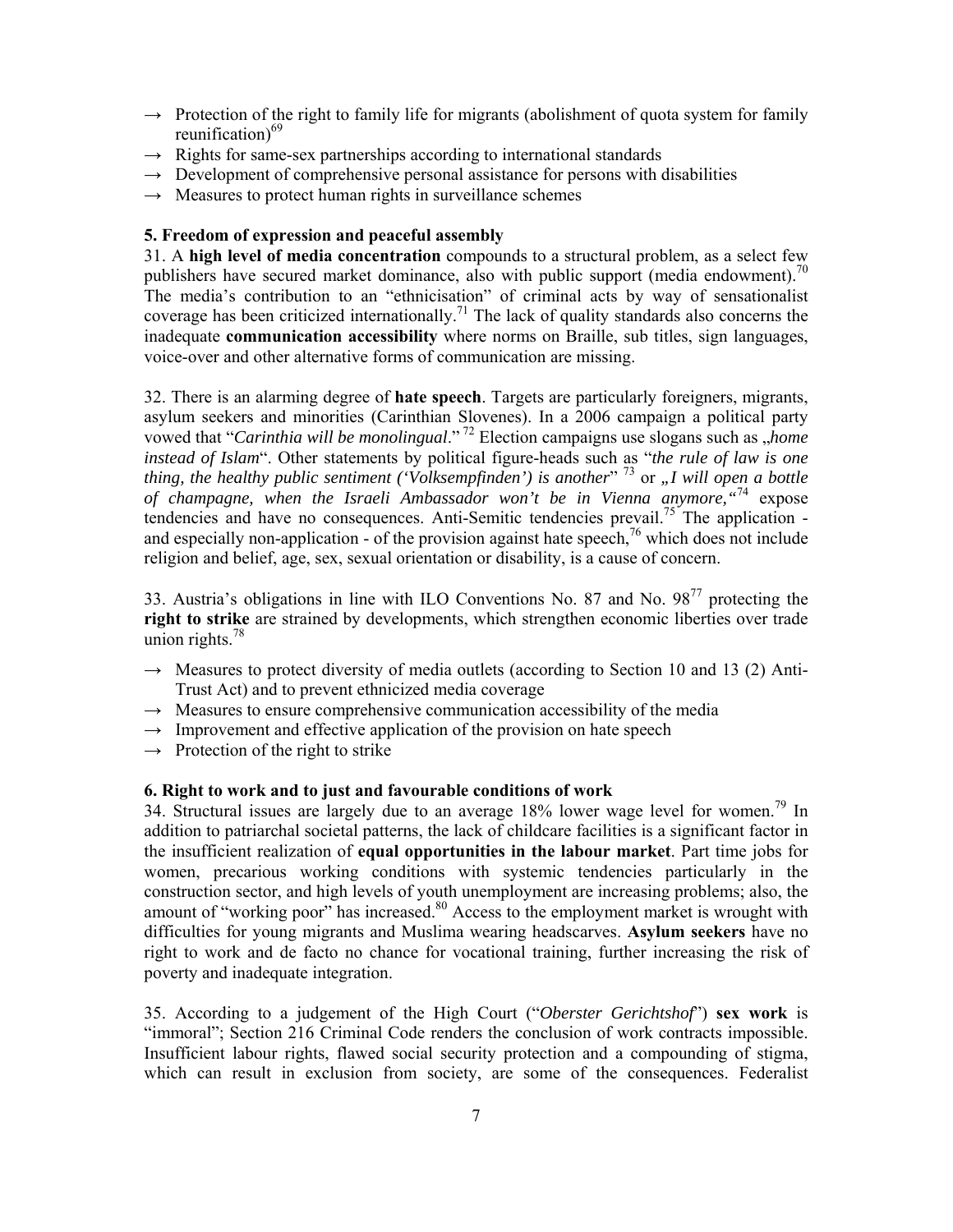→ Protection of the right to family life for migrants (abolishment of quota system for family reunification)[69]
→ Rights for same-sex partnerships according to international standards
→ Development of comprehensive personal assistance for persons with disabilities
→ Measures to protect human rights in surveillance schemes

**5. Freedom of expression and peaceful assembly**

31. A **high level of media concentration** compounds to a structural problem, as a select few publishers have secured market dominance, also with public support (media endowment).[70] The media's contribution to an "ethnicisation" of criminal acts by way of sensationalist coverage has been criticized internationally.[71] The lack of quality standards also concerns the inadequate **communication accessibility** where norms on Braille, sub titles, sign languages, voice-over and other alternative forms of communication are missing.

32. There is an alarming degree of **hate speech**. Targets are particularly foreigners, migrants, asylum seekers and minorities (Carinthian Slovenes). In a 2006 campaign a political party vowed that "*Carinthia will be monolingual*."[72] Election campaigns use slogans such as „*home instead of Islam*". Other statements by political figure-heads such as "*the rule of law is one thing, the healthy public sentiment ('Volksempfinden') is another*"[73] or „*I will open a bottle of champagne, when the Israeli Ambassador won't be in Vienna anymore,*"[74] expose tendencies and have no consequences. Anti-Semitic tendencies prevail.[75] The application - and especially non-application - of the provision against hate speech,[76] which does not include religion and belief, age, sex, sexual orientation or disability, is a cause of concern.

33. Austria's obligations in line with ILO Conventions No. 87 and No. 98[77] protecting the **right to strike** are strained by developments, which strengthen economic liberties over trade union rights.[78]

→ Measures to protect diversity of media outlets (according to Section 10 and 13 (2) Anti-Trust Act) and to prevent ethnicized media coverage
→ Measures to ensure comprehensive communication accessibility of the media
→ Improvement and effective application of the provision on hate speech
→ Protection of the right to strike

**6. Right to work and to just and favourable conditions of work**

34. Structural issues are largely due to an average 18% lower wage level for women.[79] In addition to patriarchal societal patterns, the lack of childcare facilities is a significant factor in the insufficient realization of **equal opportunities in the labour market**. Part time jobs for women, precarious working conditions with systemic tendencies particularly in the construction sector, and high levels of youth unemployment are increasing problems; also, the amount of "working poor" has increased.[80] Access to the employment market is wrought with difficulties for young migrants and Muslima wearing headscarves. **Asylum seekers** have no right to work and de facto no chance for vocational training, further increasing the risk of poverty and inadequate integration.

35. According to a judgement of the High Court ("*Oberster Gerichtshof*") **sex work** is "immoral"; Section 216 Criminal Code renders the conclusion of work contracts impossible. Insufficient labour rights, flawed social security protection and a compounding of stigma, which can result in exclusion from society, are some of the consequences. Federalist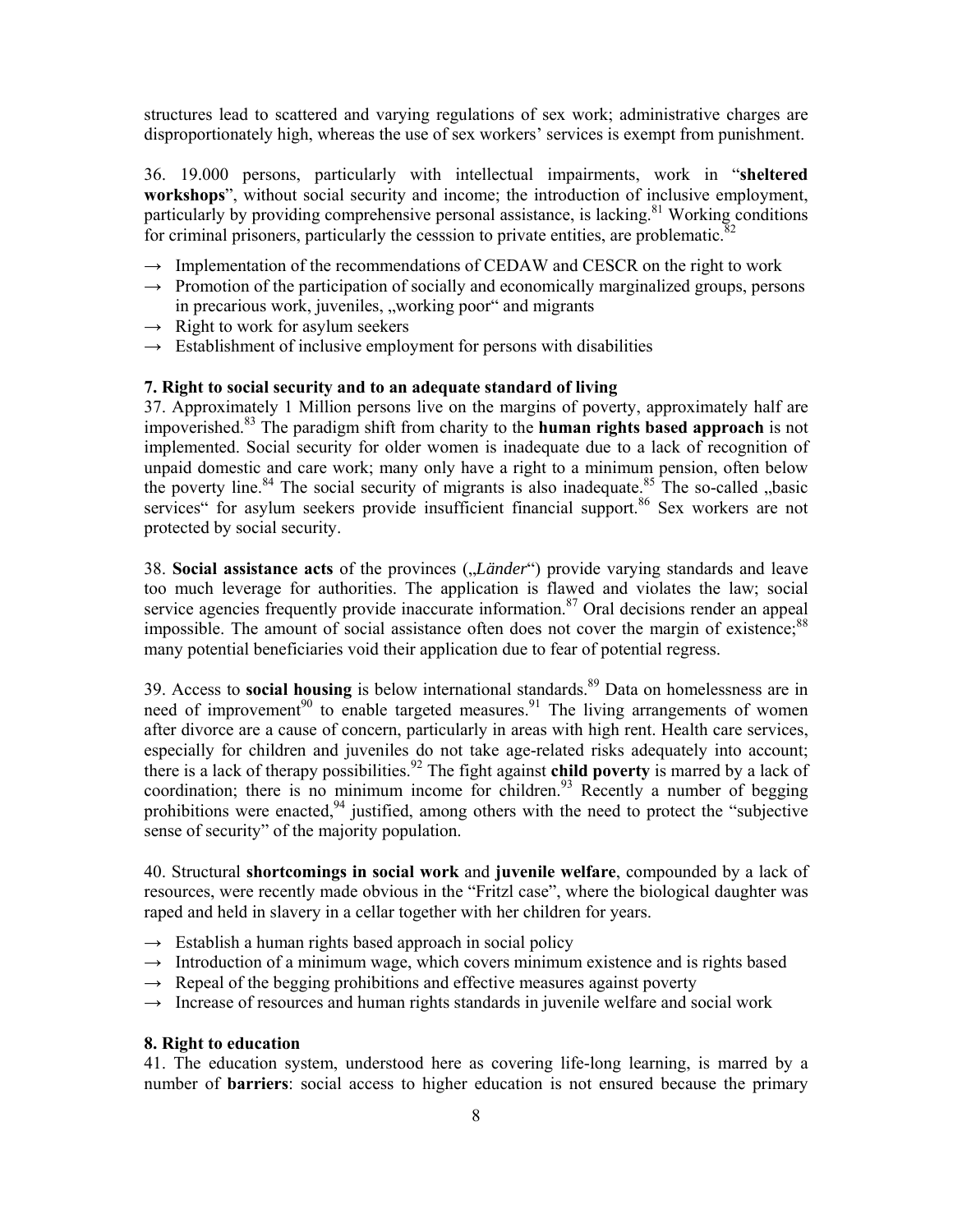structures lead to scattered and varying regulations of sex work; administrative charges are disproportionately high, whereas the use of sex workers' services is exempt from punishment.

36. 19.000 persons, particularly with intellectual impairments, work in "**sheltered workshops**", without social security and income; the introduction of inclusive employment, particularly by providing comprehensive personal assistance, is lacking.[81] Working conditions for criminal prisoners, particularly the cesssion to private entities, are problematic.[82]

→ Implementation of the recommendations of CEDAW and CESCR on the right to work
→ Promotion of the participation of socially and economically marginalized groups, persons in precarious work, juveniles, „working poor" and migrants
→ Right to work for asylum seekers
→ Establishment of inclusive employment for persons with disabilities

**7. Right to social security and to an adequate standard of living**

37. Approximately 1 Million persons live on the margins of poverty, approximately half are impoverished.[83] The paradigm shift from charity to the **human rights based approach** is not implemented. Social security for older women is inadequate due to a lack of recognition of unpaid domestic and care work; many only have a right to a minimum pension, often below the poverty line.[84] The social security of migrants is also inadequate.[85] The so-called „basic services" for asylum seekers provide insufficient financial support.[86] Sex workers are not protected by social security.

38. **Social assistance acts** of the provinces („*Länder*") provide varying standards and leave too much leverage for authorities. The application is flawed and violates the law; social service agencies frequently provide inaccurate information.[87] Oral decisions render an appeal impossible. The amount of social assistance often does not cover the margin of existence;[88] many potential beneficiaries void their application due to fear of potential regress.

39. Access to **social housing** is below international standards.[89] Data on homelessness are in need of improvement[90] to enable targeted measures.[91] The living arrangements of women after divorce are a cause of concern, particularly in areas with high rent. Health care services, especially for children and juveniles do not take age-related risks adequately into account; there is a lack of therapy possibilities.[92] The fight against **child poverty** is marred by a lack of coordination; there is no minimum income for children.[93] Recently a number of begging prohibitions were enacted,[94] justified, among others with the need to protect the "subjective sense of security" of the majority population.

40. Structural **shortcomings in social work** and **juvenile welfare**, compounded by a lack of resources, were recently made obvious in the "Fritzl case", where the biological daughter was raped and held in slavery in a cellar together with her children for years.

→ Establish a human rights based approach in social policy
→ Introduction of a minimum wage, which covers minimum existence and is rights based
→ Repeal of the begging prohibitions and effective measures against poverty
→ Increase of resources and human rights standards in juvenile welfare and social work

**8. Right to education**

41. The education system, understood here as covering life-long learning, is marred by a number of **barriers**: social access to higher education is not ensured because the primary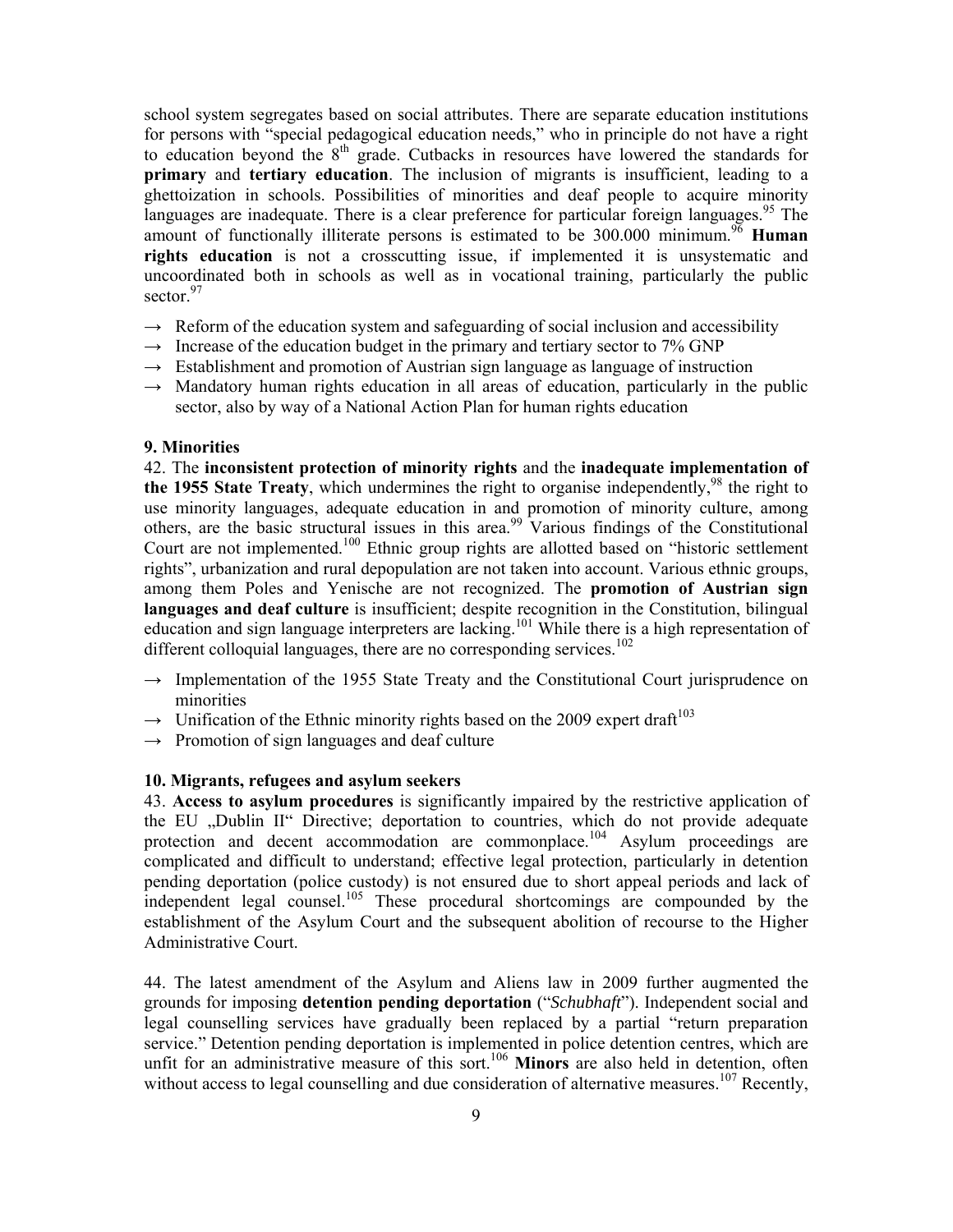school system segregates based on social attributes. There are separate education institutions for persons with "special pedagogical education needs," who in principle do not have a right to education beyond the 8th grade. Cutbacks in resources have lowered the standards for **primary** and **tertiary education**. The inclusion of migrants is insufficient, leading to a ghettoization in schools. Possibilities of minorities and deaf people to acquire minority languages are inadequate. There is a clear preference for particular foreign languages.[95] The amount of functionally illiterate persons is estimated to be 300.000 minimum.[96] **Human rights education** is not a crosscutting issue, if implemented it is unsystematic and uncoordinated both in schools as well as in vocational training, particularly the public sector.[97]

→ Reform of the education system and safeguarding of social inclusion and accessibility
→ Increase of the education budget in the primary and tertiary sector to 7% GNP
→ Establishment and promotion of Austrian sign language as language of instruction
→ Mandatory human rights education in all areas of education, particularly in the public sector, also by way of a National Action Plan for human rights education

### 9. Minorities

42. The **inconsistent protection of minority rights** and the **inadequate implementation of the 1955 State Treaty**, which undermines the right to organise independently,[98] the right to use minority languages, adequate education in and promotion of minority culture, among others, are the basic structural issues in this area.[99] Various findings of the Constitutional Court are not implemented.[100] Ethnic group rights are allotted based on "historic settlement rights", urbanization and rural depopulation are not taken into account. Various ethnic groups, among them Poles and Yenische are not recognized. The **promotion of Austrian sign languages and deaf culture** is insufficient; despite recognition in the Constitution, bilingual education and sign language interpreters are lacking.[101] While there is a high representation of different colloquial languages, there are no corresponding services.[102]

→ Implementation of the 1955 State Treaty and the Constitutional Court jurisprudence on minorities
→ Unification of the Ethnic minority rights based on the 2009 expert draft[103]
→ Promotion of sign languages and deaf culture

### 10. Migrants, refugees and asylum seekers

43. **Access to asylum procedures** is significantly impaired by the restrictive application of the EU „Dublin II" Directive; deportation to countries, which do not provide adequate protection and decent accommodation are commonplace.[104] Asylum proceedings are complicated and difficult to understand; effective legal protection, particularly in detention pending deportation (police custody) is not ensured due to short appeal periods and lack of independent legal counsel.[105] These procedural shortcomings are compounded by the establishment of the Asylum Court and the subsequent abolition of recourse to the Higher Administrative Court.

44. The latest amendment of the Asylum and Aliens law in 2009 further augmented the grounds for imposing **detention pending deportation** ("*Schubhaft*"). Independent social and legal counselling services have gradually been replaced by a partial "return preparation service." Detention pending deportation is implemented in police detention centres, which are unfit for an administrative measure of this sort.[106] **Minors** are also held in detention, often without access to legal counselling and due consideration of alternative measures.[107] Recently,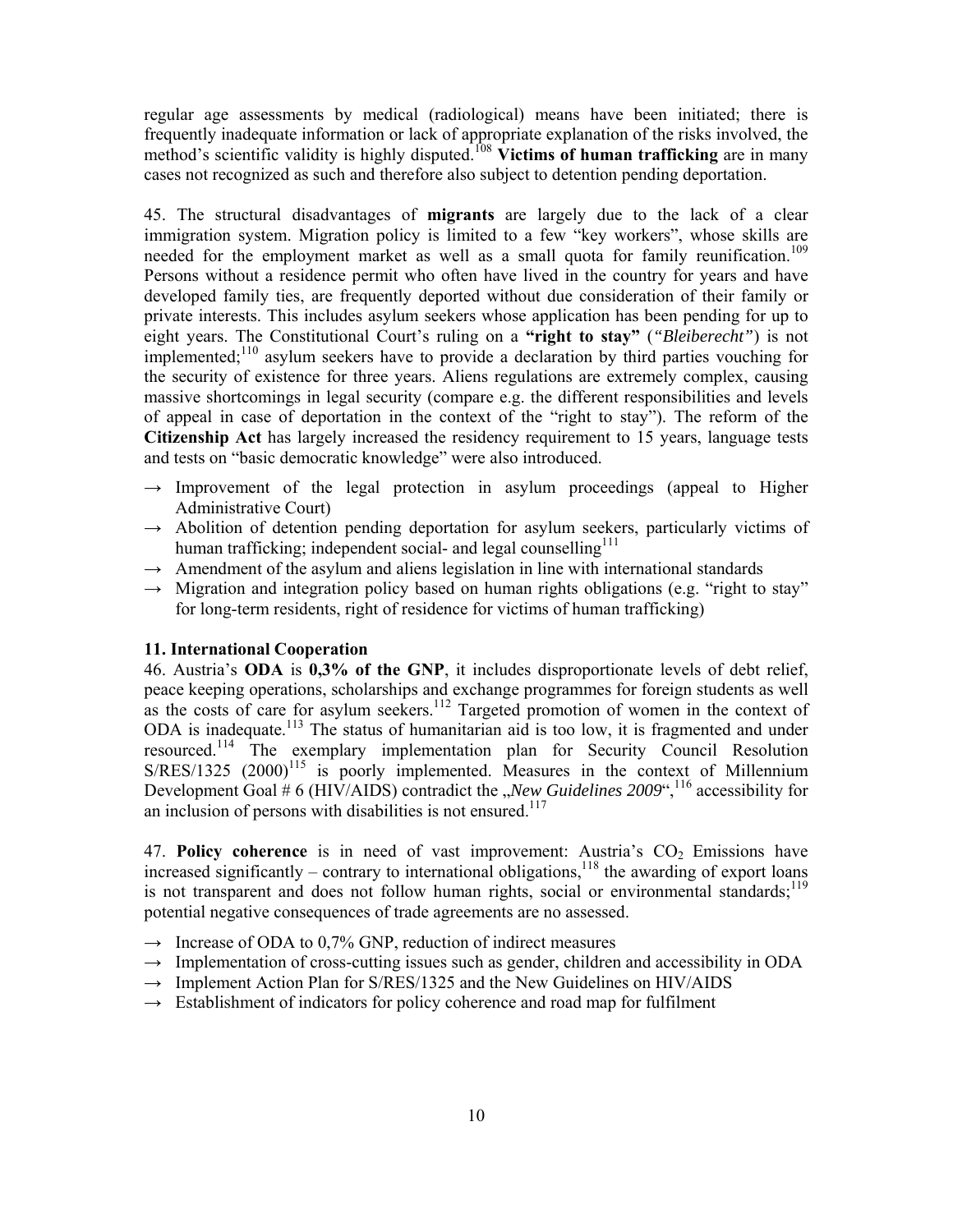regular age assessments by medical (radiological) means have been initiated; there is frequently inadequate information or lack of appropriate explanation of the risks involved, the method's scientific validity is highly disputed.[108] **Victims of human trafficking** are in many cases not recognized as such and therefore also subject to detention pending deportation.

45. The structural disadvantages of **migrants** are largely due to the lack of a clear immigration system. Migration policy is limited to a few "key workers", whose skills are needed for the employment market as well as a small quota for family reunification.[109] Persons without a residence permit who often have lived in the country for years and have developed family ties, are frequently deported without due consideration of their family or private interests. This includes asylum seekers whose application has been pending for up to eight years. The Constitutional Court's ruling on a **"right to stay"** (*"Bleiberecht"*) is not implemented;[110] asylum seekers have to provide a declaration by third parties vouching for the security of existence for three years. Aliens regulations are extremely complex, causing massive shortcomings in legal security (compare e.g. the different responsibilities and levels of appeal in case of deportation in the context of the "right to stay"). The reform of the **Citizenship Act** has largely increased the residency requirement to 15 years, language tests and tests on "basic democratic knowledge" were also introduced.

- → Improvement of the legal protection in asylum proceedings (appeal to Higher Administrative Court)
- → Abolition of detention pending deportation for asylum seekers, particularly victims of human trafficking; independent social- and legal counselling[111]
- → Amendment of the asylum and aliens legislation in line with international standards
- → Migration and integration policy based on human rights obligations (e.g. "right to stay" for long-term residents, right of residence for victims of human trafficking)

### 11. International Cooperation

46. Austria's **ODA** is **0,3% of the GNP**, it includes disproportionate levels of debt relief, peace keeping operations, scholarships and exchange programmes for foreign students as well as the costs of care for asylum seekers.[112] Targeted promotion of women in the context of ODA is inadequate.[113] The status of humanitarian aid is too low, it is fragmented and under resourced.[114] The exemplary implementation plan for Security Council Resolution S/RES/1325 (2000)[115] is poorly implemented. Measures in the context of Millennium Development Goal # 6 (HIV/AIDS) contradict the „*New Guidelines 2009*",[116] accessibility for an inclusion of persons with disabilities is not ensured.[117]

47. **Policy coherence** is in need of vast improvement: Austria's $CO_2$ Emissions have increased significantly – contrary to international obligations,[118] the awarding of export loans is not transparent and does not follow human rights, social or environmental standards;[119] potential negative consequences of trade agreements are no assessed.

- → Increase of ODA to 0,7% GNP, reduction of indirect measures
- → Implementation of cross-cutting issues such as gender, children and accessibility in ODA
- → Implement Action Plan for S/RES/1325 and the New Guidelines on HIV/AIDS
- → Establishment of indicators for policy coherence and road map for fulfilment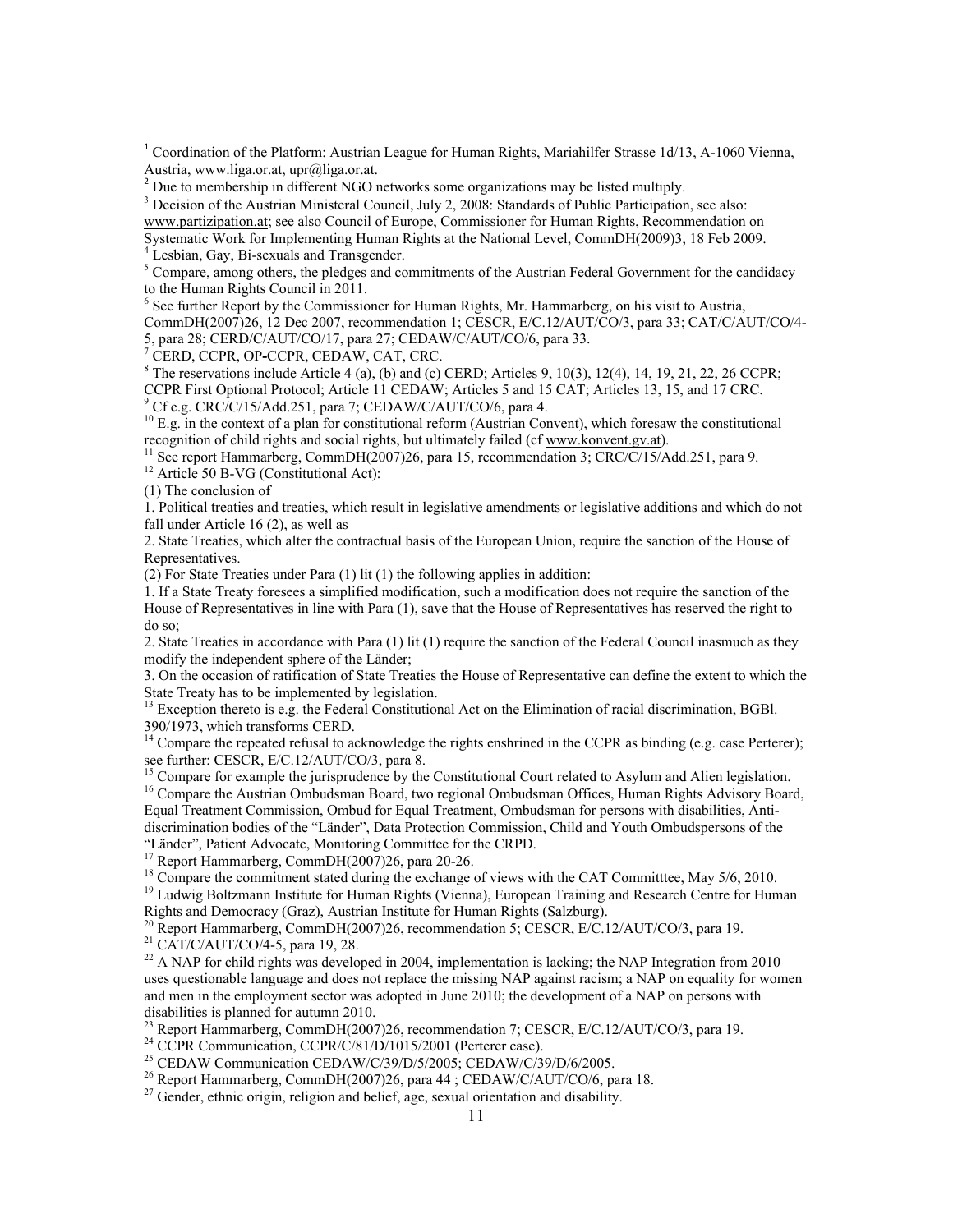[1] Coordination of the Platform: Austrian League for Human Rights, Mariahilfer Strasse 1d/13, A-1060 Vienna, Austria, www.liga.or.at, upr@liga.or.at.

[2] Due to membership in different NGO networks some organizations may be listed multiply.

[3] Decision of the Austrian Ministeral Council, July 2, 2008: Standards of Public Participation, see also: www.partizipation.at; see also Council of Europe, Commissioner for Human Rights, Recommendation on Systematic Work for Implementing Human Rights at the National Level, CommDH(2009)3, 18 Feb 2009.

[4] Lesbian, Gay, Bi-sexuals and Transgender.

[5] Compare, among others, the pledges and commitments of the Austrian Federal Government for the candidacy to the Human Rights Council in 2011.

[6] See further Report by the Commissioner for Human Rights, Mr. Hammarberg, on his visit to Austria, CommDH(2007)26, 12 Dec 2007, recommendation 1; CESCR, E/C.12/AUT/CO/3, para 33; CAT/C/AUT/CO/4-5, para 28; CERD/C/AUT/CO/17, para 27; CEDAW/C/AUT/CO/6, para 33.

[7] CERD, CCPR, OP-CCPR, CEDAW, CAT, CRC.

[8] The reservations include Article 4 (a), (b) and (c) CERD; Articles 9, 10(3), 12(4), 14, 19, 21, 22, 26 CCPR; CCPR First Optional Protocol; Article 11 CEDAW; Articles 5 and 15 CAT; Articles 13, 15, and 17 CRC.

[9] Cf e.g. CRC/C/15/Add.251, para 7; CEDAW/C/AUT/CO/6, para 4.

[10] E.g. in the context of a plan for constitutional reform (Austrian Convent), which foresaw the constitutional recognition of child rights and social rights, but ultimately failed (cf www.konvent.gv.at).

[11] See report Hammarberg, CommDH(2007)26, para 15, recommendation 3; CRC/C/15/Add.251, para 9.

[12] Article 50 B-VG (Constitutional Act):

(1) The conclusion of

1. Political treaties and treaties, which result in legislative amendments or legislative additions and which do not fall under Article 16 (2), as well as

2. State Treaties, which alter the contractual basis of the European Union, require the sanction of the House of Representatives.

(2) For State Treaties under Para (1) lit (1) the following applies in addition:

1. If a State Treaty foresees a simplified modification, such a modification does not require the sanction of the House of Representatives in line with Para (1), save that the House of Representatives has reserved the right to do so;

2. State Treaties in accordance with Para (1) lit (1) require the sanction of the Federal Council inasmuch as they modify the independent sphere of the Länder;

3. On the occasion of ratification of State Treaties the House of Representative can define the extent to which the State Treaty has to be implemented by legislation.

[13] Exception thereto is e.g. the Federal Constitutional Act on the Elimination of racial discrimination, BGBl. 390/1973, which transforms CERD.

[14] Compare the repeated refusal to acknowledge the rights enshrined in the CCPR as binding (e.g. case Perterer); see further: CESCR, E/C.12/AUT/CO/3, para 8.

[15] Compare for example the jurisprudence by the Constitutional Court related to Asylum and Alien legislation.

[16] Compare the Austrian Ombudsman Board, two regional Ombudsman Offices, Human Rights Advisory Board, Equal Treatment Commission, Ombud for Equal Treatment, Ombudsman for persons with disabilities, Anti-discrimination bodies of the "Länder", Data Protection Commission, Child and Youth Ombudspersons of the "Länder", Patient Advocate, Monitoring Committee for the CRPD.

[17] Report Hammarberg, CommDH(2007)26, para 20-26.

[18] Compare the commitment stated during the exchange of views with the CAT Committtee, May 5/6, 2010.

[19] Ludwig Boltzmann Institute for Human Rights (Vienna), European Training and Research Centre for Human Rights and Democracy (Graz), Austrian Institute for Human Rights (Salzburg).

[20] Report Hammarberg, CommDH(2007)26, recommendation 5; CESCR, E/C.12/AUT/CO/3, para 19.

[21] CAT/C/AUT/CO/4-5, para 19, 28.

[22] A NAP for child rights was developed in 2004, implementation is lacking; the NAP Integration from 2010 uses questionable language and does not replace the missing NAP against racism; a NAP on equality for women and men in the employment sector was adopted in June 2010; the development of a NAP on persons with disabilities is planned for autumn 2010.

[23] Report Hammarberg, CommDH(2007)26, recommendation 7; CESCR, E/C.12/AUT/CO/3, para 19.

[24] CCPR Communication, CCPR/C/81/D/1015/2001 (Perterer case).

[25] CEDAW Communication CEDAW/C/39/D/5/2005; CEDAW/C/39/D/6/2005.

[26] Report Hammarberg, CommDH(2007)26, para 44 ; CEDAW/C/AUT/CO/6, para 18.

[27] Gender, ethnic origin, religion and belief, age, sexual orientation and disability.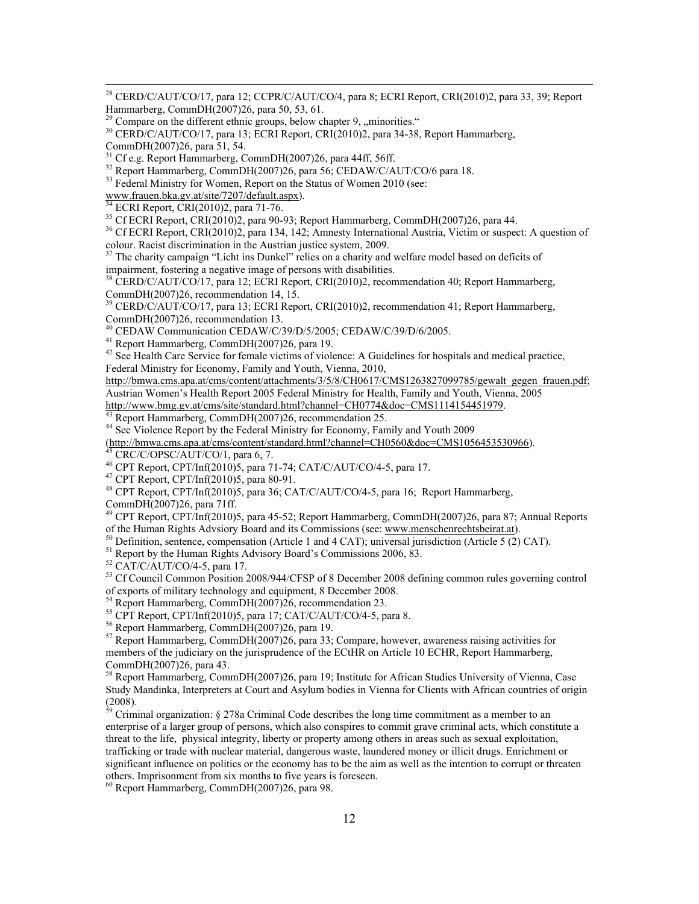[28] CERD/C/AUT/CO/17, para 12; CCPR/C/AUT/CO/4, para 8; ECRI Report, CRI(2010)2, para 33, 39; Report Hammarberg, CommDH(2007)26, para 50, 53, 61.

[29] Compare on the different ethnic groups, below chapter 9, „minorities."

[30] CERD/C/AUT/CO/17, para 13; ECRI Report, CRI(2010)2, para 34-38, Report Hammarberg, CommDH(2007)26, para 51, 54.

[31] Cf e.g. Report Hammarberg, CommDH(2007)26, para 44ff, 56ff.

[32] Report Hammarberg, CommDH(2007)26, para 56; CEDAW/C/AUT/CO/6 para 18.

[33] Federal Ministry for Women, Report on the Status of Women 2010 (see: www.frauen.bka.gv.at/site/7207/default.aspx).

[34] ECRI Report, CRI(2010)2, para 71-76.

[35] Cf ECRI Report, CRI(2010)2, para 90-93; Report Hammarberg, CommDH(2007)26, para 44.

[36] Cf ECRI Report, CRI(2010)2, para 134, 142; Amnesty International Austria, Victim or suspect: A question of colour. Racist discrimination in the Austrian justice system, 2009.

[37] The charity campaign "Licht ins Dunkel" relies on a charity and welfare model based on deficits of impairment, fostering a negative image of persons with disabilities.

[38] CERD/C/AUT/CO/17, para 12; ECRI Report, CRI(2010)2, recommendation 40; Report Hammarberg, CommDH(2007)26, recommendation 14, 15.

[39] CERD/C/AUT/CO/17, para 13; ECRI Report, CRI(2010)2, recommendation 41; Report Hammarberg, CommDH(2007)26, recommendation 13.

[40] CEDAW Communication CEDAW/C/39/D/5/2005; CEDAW/C/39/D/6/2005.

[41] Report Hammarberg, CommDH(2007)26, para 19.

[42] See Health Care Service for female victims of violence: A Guidelines for hospitals and medical practice, Federal Ministry for Economy, Family and Youth, Vienna, 2010, http://bmwa.cms.apa.at/cms/content/attachments/3/5/8/CH0617/CMS1263827099785/gewalt_gegen_frauen.pdf; Austrian Women's Health Report 2005 Federal Ministry for Health, Family and Youth, Vienna, 2005 http://www.bmg.gv.at/cms/site/standard.html?channel=CH0774&doc=CMS1114154451979.

[43] Report Hammarberg, CommDH(2007)26, recommendation 25.

[44] See Violence Report by the Federal Ministry for Economy, Family and Youth 2009 (http://bmwa.cms.apa.at/cms/content/standard.html?channel=CH0560&doc=CMS1056453530966).

[45] CRC/C/OPSC/AUT/CO/1, para 6, 7.

[46] CPT Report, CPT/Inf(2010)5, para 71-74; CAT/C/AUT/CO/4-5, para 17.

[47] CPT Report, CPT/Inf(2010)5, para 80-91.

[48] CPT Report, CPT/Inf(2010)5, para 36; CAT/C/AUT/CO/4-5, para 16; Report Hammarberg, CommDH(2007)26, para 71ff.

[49] CPT Report, CPT/Inf(2010)5, para 45-52; Report Hammarberg, CommDH(2007)26, para 87; Annual Reports of the Human Rights Advsiory Board and its Commissions (see: www.menschenrechtsbeirat.at).

[50] Definition, sentence, compensation (Article 1 and 4 CAT); universal jurisdiction (Article 5 (2) CAT).

[51] Report by the Human Rights Advisory Board's Commissions 2006, 83.

[52] CAT/C/AUT/CO/4-5, para 17.

[53] Cf Council Common Position 2008/944/CFSP of 8 December 2008 defining common rules governing control of exports of military technology and equipment, 8 December 2008.

[54] Report Hammarberg, CommDH(2007)26, recommendation 23.

[55] CPT Report, CPT/Inf(2010)5, para 17; CAT/C/AUT/CO/4-5, para 8.

[56] Report Hammarberg, CommDH(2007)26, para 19.

[57] Report Hammarberg, CommDH(2007)26, para 33; Compare, however, awareness raising activities for members of the judiciary on the jurisprudence of the ECtHR on Article 10 ECHR, Report Hammarberg, CommDH(2007)26, para 43.

[58] Report Hammarberg, CommDH(2007)26, para 19; Institute for African Studies University of Vienna, Case Study Mandinka, Interpreters at Court and Asylum bodies in Vienna for Clients with African countries of origin (2008).

[59] Criminal organization: § 278a Criminal Code describes the long time commitment as a member to an enterprise of a larger group of persons, which also conspires to commit grave criminal acts, which constitute a threat to the life, physical integrity, liberty or property among others in areas such as sexual exploitation, trafficking or trade with nuclear material, dangerous waste, laundered money or illicit drugs. Enrichment or significant influence on politics or the economy has to be the aim as well as the intention to corrupt or threaten others. Imprisonment from six months to five years is foreseen.

[60] Report Hammarberg, CommDH(2007)26, para 98.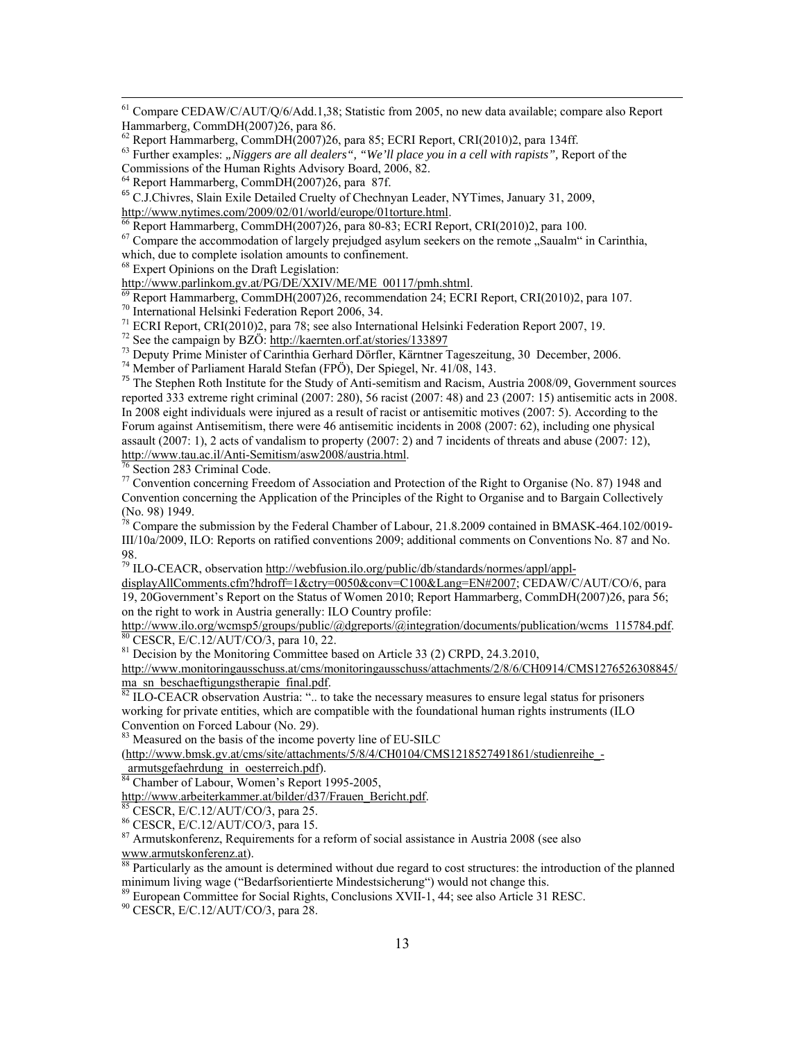[61] Compare CEDAW/C/AUT/Q/6/Add.1,38; Statistic from 2005, no new data available; compare also Report Hammarberg, CommDH(2007)26, para 86.

[62] Report Hammarberg, CommDH(2007)26, para 85; ECRI Report, CRI(2010)2, para 134ff.

[63] Further examples: *„Niggers are all dealers", "We'll place you in a cell with rapists",* Report of the Commissions of the Human Rights Advisory Board, 2006, 82.

[64] Report Hammarberg, CommDH(2007)26, para 87f.

[65] C.J.Chivres, Slain Exile Detailed Cruelty of Chechnyan Leader, NYTimes, January 31, 2009, http://www.nytimes.com/2009/02/01/world/europe/01torture.html.

[66] Report Hammarberg, CommDH(2007)26, para 80-83; ECRI Report, CRI(2010)2, para 100.

[67] Compare the accommodation of largely prejudged asylum seekers on the remote „Saualm" in Carinthia, which, due to complete isolation amounts to confinement.

[68] Expert Opinions on the Draft Legislation: http://www.parlinkom.gv.at/PG/DE/XXIV/ME/ME_00117/pmh.shtml.

[69] Report Hammarberg, CommDH(2007)26, recommendation 24; ECRI Report, CRI(2010)2, para 107.

[70] International Helsinki Federation Report 2006, 34.

[71] ECRI Report, CRI(2010)2, para 78; see also International Helsinki Federation Report 2007, 19.

[72] See the campaign by BZÖ: http://kaernten.orf.at/stories/133897

[73] Deputy Prime Minister of Carinthia Gerhard Dörfler, Kärntner Tageszeitung, 30 December, 2006.

[74] Member of Parliament Harald Stefan (FPÖ), Der Spiegel, Nr. 41/08, 143.

[75] The Stephen Roth Institute for the Study of Anti-semitism and Racism, Austria 2008/09, Government sources reported 333 extreme right criminal (2007: 280), 56 racist (2007: 48) and 23 (2007: 15) antisemitic acts in 2008. In 2008 eight individuals were injured as a result of racist or antisemitic motives (2007: 5). According to the Forum against Antisemitism, there were 46 antisemitic incidents in 2008 (2007: 62), including one physical assault (2007: 1), 2 acts of vandalism to property (2007: 2) and 7 incidents of threats and abuse (2007: 12), http://www.tau.ac.il/Anti-Semitism/asw2008/austria.html.

[76] Section 283 Criminal Code.

[77] Convention concerning Freedom of Association and Protection of the Right to Organise (No. 87) 1948 and Convention concerning the Application of the Principles of the Right to Organise and to Bargain Collectively (No. 98) 1949.

[78] Compare the submission by the Federal Chamber of Labour, 21.8.2009 contained in BMASK-464.102/0019-III/10a/2009, ILO: Reports on ratified conventions 2009; additional comments on Conventions No. 87 and No. 98.

[79] ILO-CEACR, observation http://webfusion.ilo.org/public/db/standards/normes/appl/appl-displayAllComments.cfm?hdroff=1&ctry=0050&conv=C100&Lang=EN#2007; CEDAW/C/AUT/CO/6, para 19, 20Government's Report on the Status of Women 2010; Report Hammarberg, CommDH(2007)26, para 56; on the right to work in Austria generally: ILO Country profile: http://www.ilo.org/wcmsp5/groups/public/@dgreports/@integration/documents/publication/wcms_115784.pdf.

[80] CESCR, E/C.12/AUT/CO/3, para 10, 22.

[81] Decision by the Monitoring Committee based on Article 33 (2) CRPD, 24.3.2010, http://www.monitoringausschuss.at/cms/monitoringausschuss/attachments/2/8/6/CH0914/CMS1276526308845/ma_sn_beschaeftigungstherapie_final.pdf.

[82] ILO-CEACR observation Austria: ".. to take the necessary measures to ensure legal status for prisoners working for private entities, which are compatible with the foundational human rights instruments (ILO Convention on Forced Labour (No. 29).

[83] Measured on the basis of the income poverty line of EU-SILC (http://www.bmsk.gv.at/cms/site/attachments/5/8/4/CH0104/CMS1218527491861/studienreihe_-_armutsgefaehrdung_in_oesterreich.pdf).

[84] Chamber of Labour, Women's Report 1995-2005, http://www.arbeiterkammer.at/bilder/d37/Frauen_Bericht.pdf.

[85] CESCR, E/C.12/AUT/CO/3, para 25.

[86] CESCR, E/C.12/AUT/CO/3, para 15.

[87] Armutskonferenz, Requirements for a reform of social assistance in Austria 2008 (see also www.armutskonferenz.at).

[88] Particularly as the amount is determined without due regard to cost structures: the introduction of the planned minimum living wage ("Bedarfsorientierte Mindestsicherung") would not change this.

[89] European Committee for Social Rights, Conclusions XVII-1, 44; see also Article 31 RESC.

[90] CESCR, E/C.12/AUT/CO/3, para 28.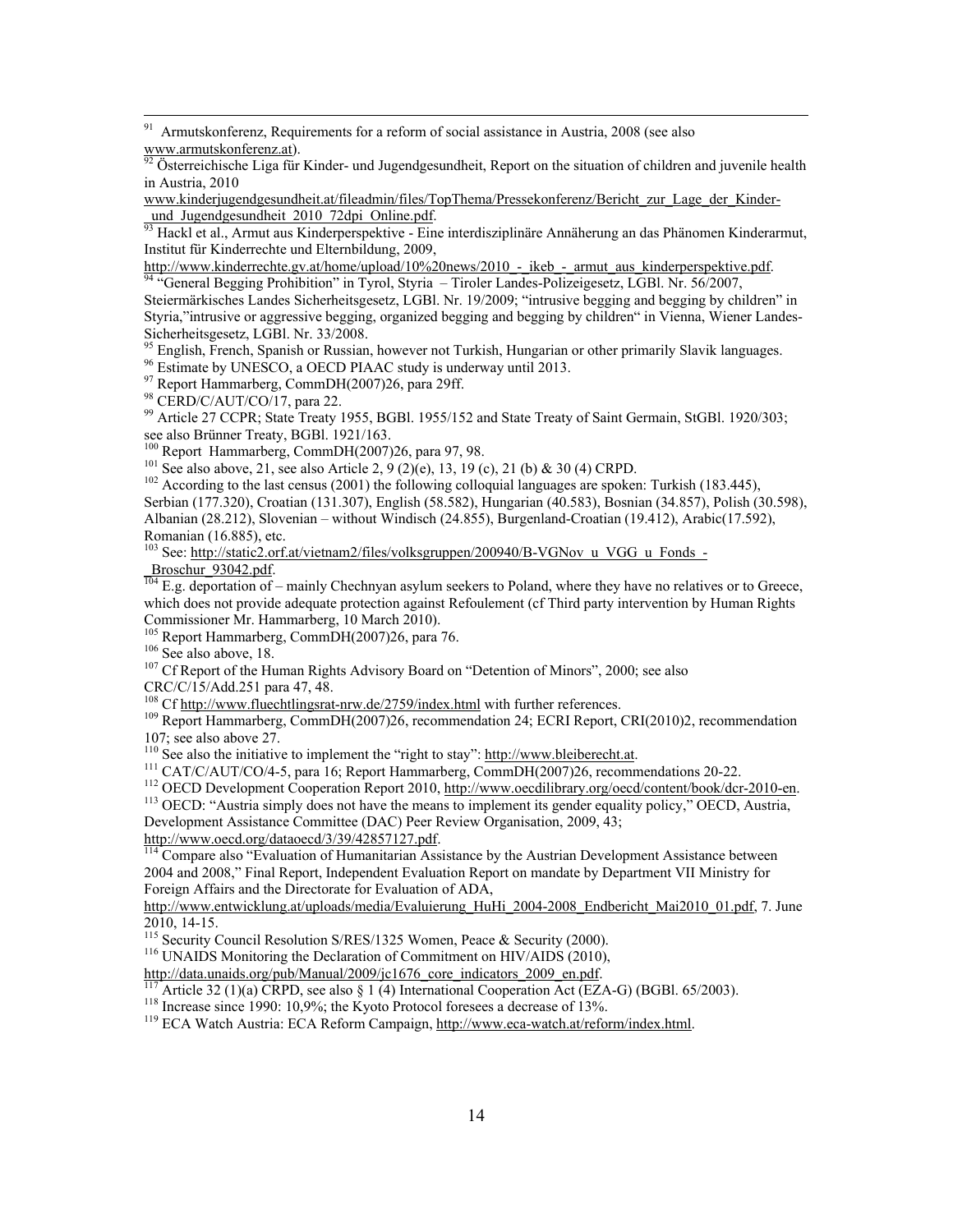[91] Armutskonferenz, Requirements for a reform of social assistance in Austria, 2008 (see also www.armutskonferenz.at).

[92] Österreichische Liga für Kinder- und Jugendgesundheit, Report on the situation of children and juvenile health in Austria, 2010 www.kinderjugendgesundheit.at/fileadmin/files/TopThema/Pressekonferenz/Bericht_zur_Lage_der_Kinder-_und_Jugendgesundheit_2010_72dpi_Online.pdf.

[93] Hackl et al., Armut aus Kinderperspektive - Eine interdisziplinäre Annäherung an das Phänomen Kinderarmut, Institut für Kinderrechte und Elternbildung, 2009, http://www.kinderrechte.gv.at/home/upload/10%20news/2010_-_ikeb_-_armut_aus_kinderperspektive.pdf.

[94] "General Begging Prohibition" in Tyrol, Styria – Tiroler Landes-Polizeigesetz, LGBl. Nr. 56/2007, Steiermärkisches Landes Sicherheitsgesetz, LGBl. Nr. 19/2009; "intrusive begging and begging by children" in Styria,"intrusive or aggressive begging, organized begging and begging by children" in Vienna, Wiener Landes-Sicherheitsgesetz, LGBl. Nr. 33/2008.

[95] English, French, Spanish or Russian, however not Turkish, Hungarian or other primarily Slavik languages.

[96] Estimate by UNESCO, a OECD PIAAC study is underway until 2013.

[97] Report Hammarberg, CommDH(2007)26, para 29ff.

[98] CERD/C/AUT/CO/17, para 22.

[99] Article 27 CCPR; State Treaty 1955, BGBl. 1955/152 and State Treaty of Saint Germain, StGBl. 1920/303; see also Brünner Treaty, BGBl. 1921/163.

[100] Report Hammarberg, CommDH(2007)26, para 97, 98.

[101] See also above, 21, see also Article 2, 9 (2)(e), 13, 19 (c), 21 (b) & 30 (4) CRPD.

[102] According to the last census (2001) the following colloquial languages are spoken: Turkish (183.445), Serbian (177.320), Croatian (131.307), English (58.582), Hungarian (40.583), Bosnian (34.857), Polish (30.598), Albanian (28.212), Slovenian – without Windisch (24.855), Burgenland-Croatian (19.412), Arabic(17.592), Romanian (16.885), etc.

[103] See: http://static2.orf.at/vietnam2/files/volksgruppen/200940/B-VGNov_u_VGG_u_Fonds_-_Broschur_93042.pdf.

[104] E.g. deportation of – mainly Chechnyan asylum seekers to Poland, where they have no relatives or to Greece, which does not provide adequate protection against Refoulement (cf Third party intervention by Human Rights Commissioner Mr. Hammarberg, 10 March 2010).

[105] Report Hammarberg, CommDH(2007)26, para 76.

[106] See also above, 18.

[107] Cf Report of the Human Rights Advisory Board on "Detention of Minors", 2000; see also CRC/C/15/Add.251 para 47, 48.

[108] Cf http://www.fluechtlingsrat-nrw.de/2759/index.html with further references.

[109] Report Hammarberg, CommDH(2007)26, recommendation 24; ECRI Report, CRI(2010)2, recommendation 107; see also above 27.

[110] See also the initiative to implement the "right to stay": http://www.bleiberecht.at.

[111] CAT/C/AUT/CO/4-5, para 16; Report Hammarberg, CommDH(2007)26, recommendations 20-22.

[112] OECD Development Cooperation Report 2010, http://www.oecdilibrary.org/oecd/content/book/dcr-2010-en.

[113] OECD: "Austria simply does not have the means to implement its gender equality policy," OECD, Austria, Development Assistance Committee (DAC) Peer Review Organisation, 2009, 43; http://www.oecd.org/dataoecd/3/39/42857127.pdf.

[114] Compare also "Evaluation of Humanitarian Assistance by the Austrian Development Assistance between 2004 and 2008," Final Report, Independent Evaluation Report on mandate by Department VII Ministry for Foreign Affairs and the Directorate for Evaluation of ADA, http://www.entwicklung.at/uploads/media/Evaluierung_HuHi_2004-2008_Endbericht_Mai2010_01.pdf, 7. June 2010, 14-15.

[115] Security Council Resolution S/RES/1325 Women, Peace & Security (2000).

[116] UNAIDS Monitoring the Declaration of Commitment on HIV/AIDS (2010), http://data.unaids.org/pub/Manual/2009/jc1676_core_indicators_2009_en.pdf.

[117] Article 32 (1)(a) CRPD, see also § 1 (4) International Cooperation Act (EZA-G) (BGBl. 65/2003).

[118] Increase since 1990: 10,9%; the Kyoto Protocol foresees a decrease of 13%.

[119] ECA Watch Austria: ECA Reform Campaign, http://www.eca-watch.at/reform/index.html.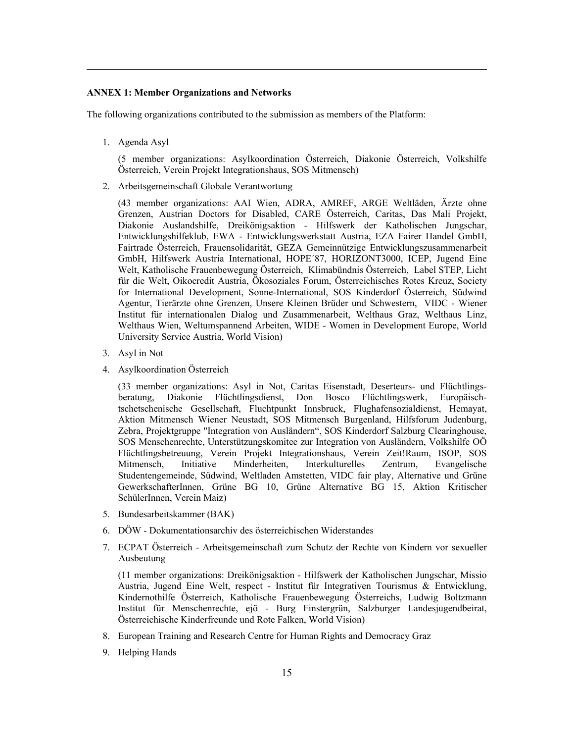**ANNEX 1: Member Organizations and Networks**

The following organizations contributed to the submission as members of the Platform:

1. Agenda Asyl

   (5 member organizations: Asylkoordination Österreich, Diakonie Österreich, Volkshilfe Österreich, Verein Projekt Integrationshaus, SOS Mitmensch)

2. Arbeitsgemeinschaft Globale Verantwortung

   (43 member organizations: AAI Wien, ADRA, AMREF, ARGE Weltläden, Ärzte ohne Grenzen, Austrian Doctors for Disabled, CARE Österreich, Caritas, Das Mali Projekt, Diakonie Auslandshilfe, Dreikönigsaktion - Hilfswerk der Katholischen Jungschar, Entwicklungshilfeklub, EWA - Entwicklungswerkstatt Austria, EZA Fairer Handel GmbH, Fairtrade Österreich, Frauensolidarität, GEZA Gemeinnützige Entwicklungszusammenarbeit GmbH, Hilfswerk Austria International, HOPE´87, HORIZONT3000, ICEP, Jugend Eine Welt, Katholische Frauenbewegung Österreich, Klimabündnis Österreich, Label STEP, Licht für die Welt, Oikocredit Austria, Ökosoziales Forum, Österreichisches Rotes Kreuz, Society for International Development, Sonne-International, SOS Kinderdorf Österreich, Südwind Agentur, Tierärzte ohne Grenzen, Unsere Kleinen Brüder und Schwestern, VIDC - Wiener Institut für internationalen Dialog und Zusammenarbeit, Welthaus Graz, Welthaus Linz, Welthaus Wien, Weltumspannend Arbeiten, WIDE - Women in Development Europe, World University Service Austria, World Vision)

3. Asyl in Not

4. Asylkoordination Österreich

   (33 member organizations: Asyl in Not, Caritas Eisenstadt, Deserteurs- und Flüchtlings-beratung, Diakonie Flüchtlingsdienst, Don Bosco Flüchtlingswerk, Europäisch-tschetschenische Gesellschaft, Fluchtpunkt Innsbruck, Flughafensozialdienst, Hemayat, Aktion Mitmensch Wiener Neustadt, SOS Mitmensch Burgenland, Hilfsforum Judenburg, Zebra, Projektgruppe "Integration von Ausländern“, SOS Kinderdorf Salzburg Clearinghouse, SOS Menschenrechte, Unterstützungskomitee zur Integration von Ausländern, Volkshilfe OÖ Flüchtlingsbetreuung, Verein Projekt Integrationshaus, Verein Zeit!Raum, ISOP, SOS Mitmensch, Initiative Minderheiten, Interkulturelles Zentrum, Evangelische Studentengemeinde, Südwind, Weltladen Amstetten, VIDC fair play, Alternative und Grüne GewerkschafterInnen, Grüne BG 10, Grüne Alternative BG 15, Aktion Kritischer SchülerInnen, Verein Maiz)

5. Bundesarbeitskammer (BAK)

6. DÖW - Dokumentationsarchiv des österreichischen Widerstandes

7. ECPAT Österreich - Arbeitsgemeinschaft zum Schutz der Rechte von Kindern vor sexueller Ausbeutung

   (11 member organizations: Dreikönigsaktion - Hilfswerk der Katholischen Jungschar, Missio Austria, Jugend Eine Welt, respect - Institut für Integrativen Tourismus & Entwicklung, Kindernothilfe Österreich, Katholische Frauenbewegung Österreichs, Ludwig Boltzmann Institut für Menschenrechte, ejö - Burg Finstergrün, Salzburger Landesjugendbeirat, Österreichische Kinderfreunde und Rote Falken, World Vision)

8. European Training and Research Centre for Human Rights and Democracy Graz

9. Helping Hands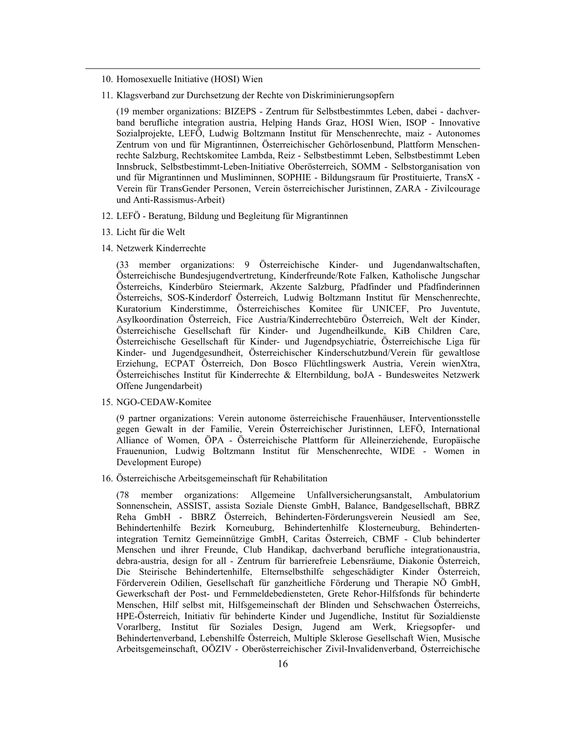10. Homosexuelle Initiative (HOSI) Wien

11. Klagsverband zur Durchsetzung der Rechte von Diskriminierungsopfern

    (19 member organizations: BIZEPS - Zentrum für Selbstbestimmtes Leben, dabei - dachverband berufliche integration austria, Helping Hands Graz, HOSI Wien, ISOP - Innovative Sozialprojekte, LEFÖ, Ludwig Boltzmann Institut für Menschenrechte, maiz - Autonomes Zentrum von und für Migrantinnen, Österreichischer Gehörlosenbund, Plattform Menschenrechte Salzburg, Rechtskomitee Lambda, Reiz - Selbstbestimmt Leben, Selbstbestimmt Leben Innsbruck, Selbstbestimmt-Leben-Initiative Oberösterreich, SOMM - Selbstorganisation von und für Migrantinnen und Musliminnen, SOPHIE - Bildungsraum für Prostituierte, TransX - Verein für TransGender Personen, Verein österreichischer Juristinnen, ZARA - Zivilcourage und Anti-Rassismus-Arbeit)

12. LEFÖ - Beratung, Bildung und Begleitung für Migrantinnen

13. Licht für die Welt

14. Netzwerk Kinderrechte

    (33 member organizations: 9 Österreichische Kinder- und Jugendanwaltschaften, Österreichische Bundesjugendvertretung, Kinderfreunde/Rote Falken, Katholische Jungschar Österreichs, Kinderbüro Steiermark, Akzente Salzburg, Pfadfinder und Pfadfinderinnen Österreichs, SOS-Kinderdorf Österreich, Ludwig Boltzmann Institut für Menschenrechte, Kuratorium Kinderstimme, Österreichisches Komitee für UNICEF, Pro Juventute, Asylkoordination Österreich, Fice Austria/Kinderrechtebüro Österreich, Welt der Kinder, Österreichische Gesellschaft für Kinder- und Jugendheilkunde, KiB Children Care, Österreichische Gesellschaft für Kinder- und Jugendpsychiatrie, Österreichische Liga für Kinder- und Jugendgesundheit, Österreichischer Kinderschutzbund/Verein für gewaltlose Erziehung, ECPAT Österreich, Don Bosco Flüchtlingswerk Austria, Verein wienXtra, Österreichisches Institut für Kinderrechte & Elternbildung, boJA - Bundesweites Netzwerk Offene Jungendarbeit)

15. NGO-CEDAW-Komitee

    (9 partner organizations: Verein autonome österreichische Frauenhäuser, Interventionsstelle gegen Gewalt in der Familie, Verein Österreichischer Juristinnen, LEFÖ, International Alliance of Women, ÖPA - Österreichische Plattform für Alleinerziehende, Europäische Frauenunion, Ludwig Boltzmann Institut für Menschenrechte, WIDE - Women in Development Europe)

16. Österreichische Arbeitsgemeinschaft für Rehabilitation

    (78 member organizations: Allgemeine Unfallversicherungsanstalt, Ambulatorium Sonnenschein, ASSIST, assista Soziale Dienste GmbH, Balance, Bandgesellschaft, BBRZ Reha GmbH - BBRZ Österreich, Behinderten-Förderungsverein Neusiedl am See, Behindertenhilfe Bezirk Korneuburg, Behindertenhilfe Klosterneuburg, Behindertenintegration Ternitz Gemeinnützige GmbH, Caritas Österreich, CBMF - Club behinderter Menschen und ihrer Freunde, Club Handikap, dachverband berufliche integrationaustria, debra-austria, design for all - Zentrum für barrierefreie Lebensräume, Diakonie Österreich, Die Steirische Behindertenhilfe, Elternselbsthilfe sehgeschädigter Kinder Österreich, Förderverein Odilien, Gesellschaft für ganzheitliche Förderung und Therapie NÖ GmbH, Gewerkschaft der Post- und Fernmeldebediensteten, Grete Rehor-Hilfsfonds für behinderte Menschen, Hilf selbst mit, Hilfsgemeinschaft der Blinden und Sehschwachen Österreichs, HPE-Österreich, Initiativ für behinderte Kinder und Jugendliche, Institut für Sozialdienste Vorarlberg, Institut für Soziales Design, Jugend am Werk, Kriegsopfer- und Behindertenverband, Lebenshilfe Österreich, Multiple Sklerose Gesellschaft Wien, Musische Arbeitsgemeinschaft, OÖZIV - Oberösterreichischer Zivil-Invalidenverband, Österreichische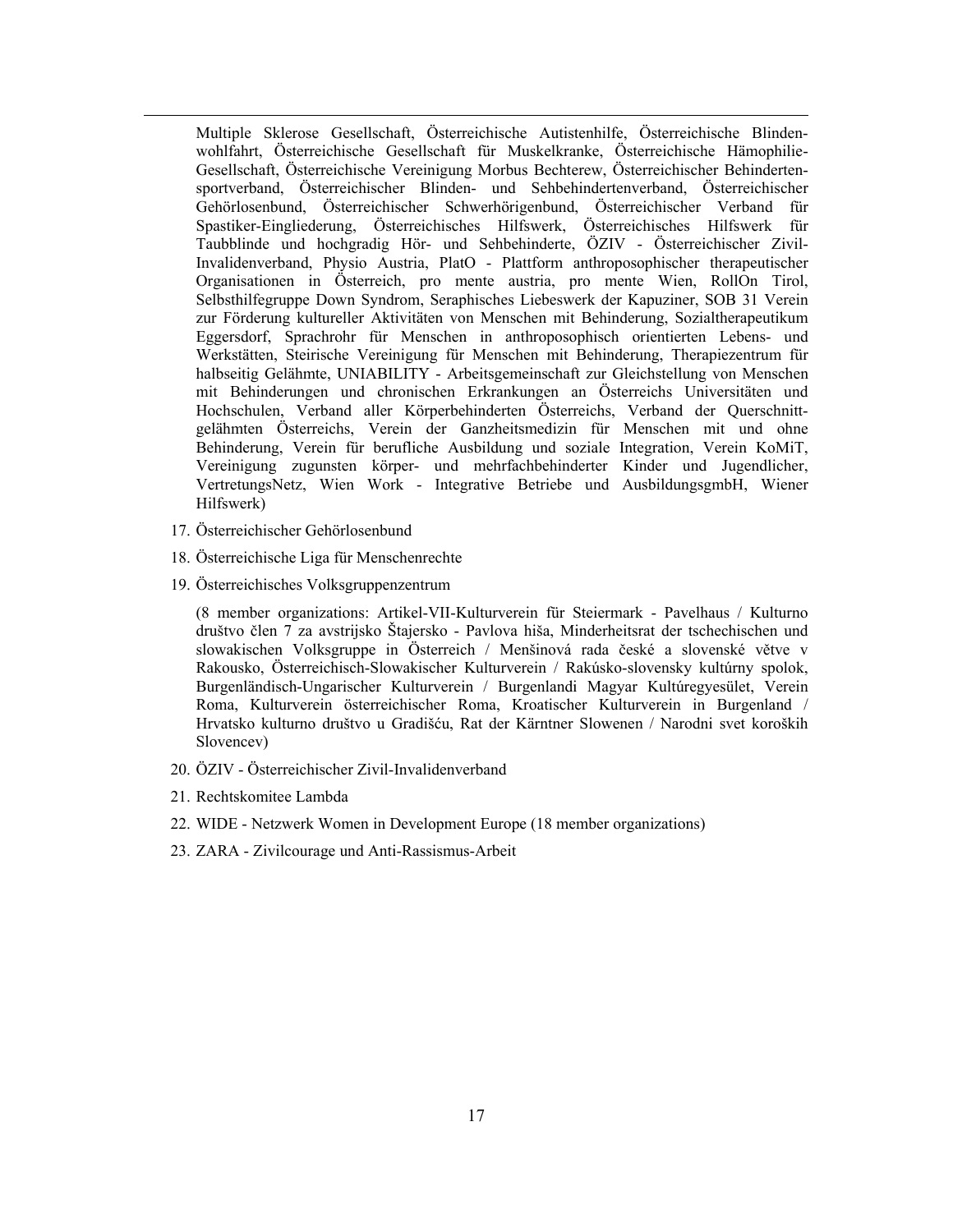Multiple Sklerose Gesellschaft, Österreichische Autistenhilfe, Österreichische Blindenwohlfahrt, Österreichische Gesellschaft für Muskelkranke, Österreichische Hämophilie-Gesellschaft, Österreichische Vereinigung Morbus Bechterew, Österreichischer Behindertensportverband, Österreichischer Blinden- und Sehbehindertenverband, Österreichischer Gehörlosenbund, Österreichischer Schwerhörigenbund, Österreichischer Verband für Spastiker-Eingliederung, Österreichisches Hilfswerk, Österreichisches Hilfswerk für Taubblinde und hochgradig Hör- und Sehbehinderte, ÖZIV - Österreichischer Zivil-Invalidenverband, Physio Austria, PlatO - Plattform anthroposophischer therapeutischer Organisationen in Österreich, pro mente austria, pro mente Wien, RollOn Tirol, Selbsthilfegruppe Down Syndrom, Seraphisches Liebeswerk der Kapuziner, SOB 31 Verein zur Förderung kultureller Aktivitäten von Menschen mit Behinderung, Sozialtherapeutikum Eggersdorf, Sprachrohr für Menschen in anthroposophisch orientierten Lebens- und Werkstätten, Steirische Vereinigung für Menschen mit Behinderung, Therapiezentrum für halbseitig Gelähmte, UNIABILITY - Arbeitsgemeinschaft zur Gleichstellung von Menschen mit Behinderungen und chronischen Erkrankungen an Österreichs Universitäten und Hochschulen, Verband aller Körperbehinderten Österreichs, Verband der Querschnittgelähmten Österreichs, Verein der Ganzheitsmedizin für Menschen mit und ohne Behinderung, Verein für berufliche Ausbildung und soziale Integration, Verein KoMiT, Vereinigung zugunsten körper- und mehrfachbehinderter Kinder und Jugendlicher, VertretungsNetz, Wien Work - Integrative Betriebe und AusbildungsgmbH, Wiener Hilfswerk)

17. Österreichischer Gehörlosenbund
18. Österreichische Liga für Menschenrechte
19. Österreichisches Volksgruppenzentrum

    (8 member organizations: Artikel-VII-Kulturverein für Steiermark - Pavelhaus / Kulturno društvo člen 7 za avstrijsko Štajersko - Pavlova hiša, Minderheitsrat der tschechischen und slowakischen Volksgruppe in Österreich / Menšinová rada české a slovenské větve v Rakousko, Österreichisch-Slowakischer Kulturverein / Rakúsko-slovensky kultúrny spolok, Burgenländisch-Ungarischer Kulturverein / Burgenlandi Magyar Kultúregyesület, Verein Roma, Kulturverein österreichischer Roma, Kroatischer Kulturverein in Burgenland / Hrvatsko kulturno društvo u Gradišću, Rat der Kärntner Slowenen / Narodni svet koroških Slovencev)

20. ÖZIV - Österreichischer Zivil-Invalidenverband
21. Rechtskomitee Lambda
22. WIDE - Netzwerk Women in Development Europe (18 member organizations)
23. ZARA - Zivilcourage und Anti-Rassismus-Arbeit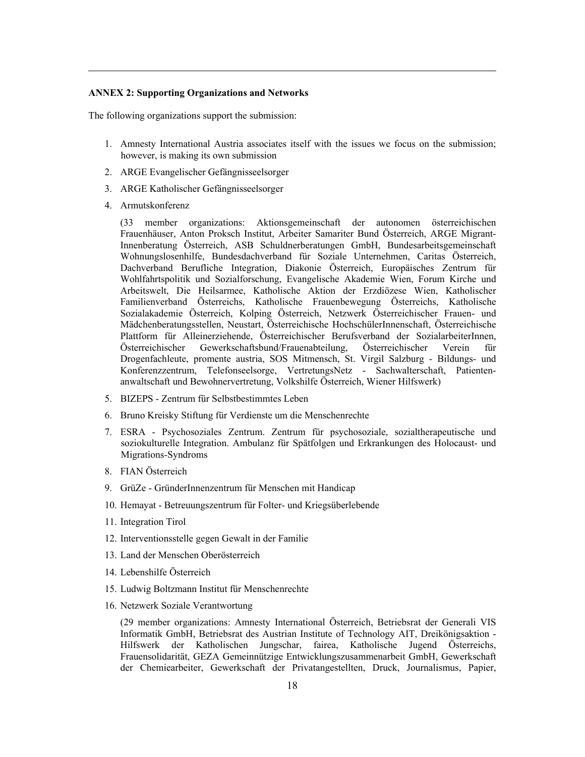**ANNEX 2: Supporting Organizations and Networks**

The following organizations support the submission:

1. Amnesty International Austria associates itself with the issues we focus on the submission; however, is making its own submission
2. ARGE Evangelischer Gefängnisseelsorger
3. ARGE Katholischer Gefängnisseelsorger
4. Armutskonferenz

   (33 member organizations: Aktionsgemeinschaft der autonomen österreichischen Frauenhäuser, Anton Proksch Institut, Arbeiter Samariter Bund Österreich, ARGE Migrant-Innenberatung Österreich, ASB Schuldnerberatungen GmbH, Bundesarbeitsgemeinschaft Wohnungslosenhilfe, Bundesdachverband für Soziale Unternehmen, Caritas Österreich, Dachverband Berufliche Integration, Diakonie Österreich, Europäisches Zentrum für Wohlfahrtspolitik und Sozialforschung, Evangelische Akademie Wien, Forum Kirche und Arbeitswelt, Die Heilsarmee, Katholische Aktion der Erzdiözese Wien, Katholischer Familienverband Österreichs, Katholische Frauenbewegung Österreichs, Katholische Sozialakademie Österreich, Kolping Österreich, Netzwerk Österreichischer Frauen- und Mädchenberatungsstellen, Neustart, Österreichische HochschülerInnenschaft, Österreichische Plattform für Alleinerziehende, Österreichischer Berufsverband der SozialarbeiterInnen, Österreichischer Gewerkschaftsbund/Frauenabteilung, Österreichischer Verein für Drogenfachleute, promente austria, SOS Mitmensch, St. Virgil Salzburg - Bildungs- und Konferenzzentrum, Telefonseelsorge, VertretungsNetz - Sachwalterschaft, Patienten-anwaltschaft und Bewohnervertretung, Volkshilfe Österreich, Wiener Hilfswerk)

5. BIZEPS - Zentrum für Selbstbestimmtes Leben
6. Bruno Kreisky Stiftung für Verdienste um die Menschenrechte
7. ESRA - Psychosoziales Zentrum. Zentrum für psychosoziale, sozialtherapeutische und soziokulturelle Integration. Ambulanz für Spätfolgen und Erkrankungen des Holocaust- und Migrations-Syndroms
8. FIAN Österreich
9. GrüZe - GründerInnenzentrum für Menschen mit Handicap
10. Hemayat - Betreuungszentrum für Folter- und Kriegsüberlebende
11. Integration Tirol
12. Interventionsstelle gegen Gewalt in der Familie
13. Land der Menschen Oberösterreich
14. Lebenshilfe Österreich
15. Ludwig Boltzmann Institut für Menschenrechte
16. Netzwerk Soziale Verantwortung

    (29 member organizations: Amnesty International Österreich, Betriebsrat der Generali VIS Informatik GmbH, Betriebsrat des Austrian Institute of Technology AIT, Dreikönigsaktion - Hilfswerk der Katholischen Jungschar, fairea, Katholische Jugend Österreichs, Frauensolidarität, GEZA Gemeinnützige Entwicklungszusammenarbeit GmbH, Gewerkschaft der Chemiearbeiter, Gewerkschaft der Privatangestellten, Druck, Journalismus, Papier,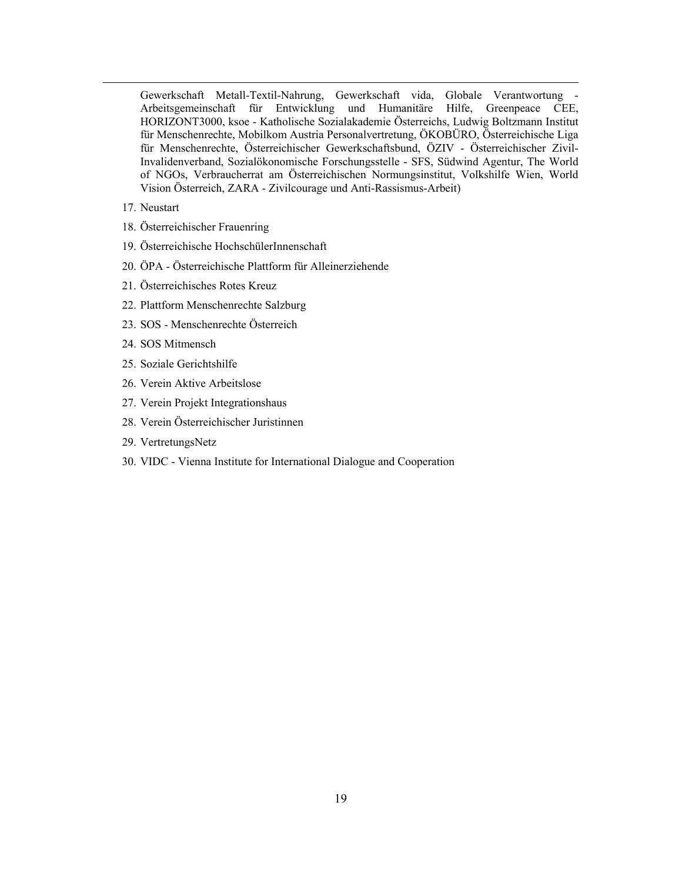Gewerkschaft Metall-Textil-Nahrung, Gewerkschaft vida, Globale Verantwortung - Arbeitsgemeinschaft für Entwicklung und Humanitäre Hilfe, Greenpeace CEE, HORIZONT3000, ksoe - Katholische Sozialakademie Österreichs, Ludwig Boltzmann Institut für Menschenrechte, Mobilkom Austria Personalvertretung, ÖKOBÜRO, Österreichische Liga für Menschenrechte, Österreichischer Gewerkschaftsbund, ÖZIV - Österreichischer Zivil-Invalidenverband, Sozialökonomische Forschungsstelle - SFS, Südwind Agentur, The World of NGOs, Verbraucherrat am Österreichischen Normungsinstitut, Volkshilfe Wien, World Vision Österreich, ZARA - Zivilcourage und Anti-Rassismus-Arbeit)

17. Neustart
18. Österreichischer Frauenring
19. Österreichische HochschülerInnenschaft
20. ÖPA - Österreichische Plattform für Alleinerziehende
21. Österreichisches Rotes Kreuz
22. Plattform Menschenrechte Salzburg
23. SOS - Menschenrechte Österreich
24. SOS Mitmensch
25. Soziale Gerichtshilfe
26. Verein Aktive Arbeitslose
27. Verein Projekt Integrationshaus
28. Verein Österreichischer Juristinnen
29. VertretungsNetz
30. VIDC - Vienna Institute for International Dialogue and Cooperation